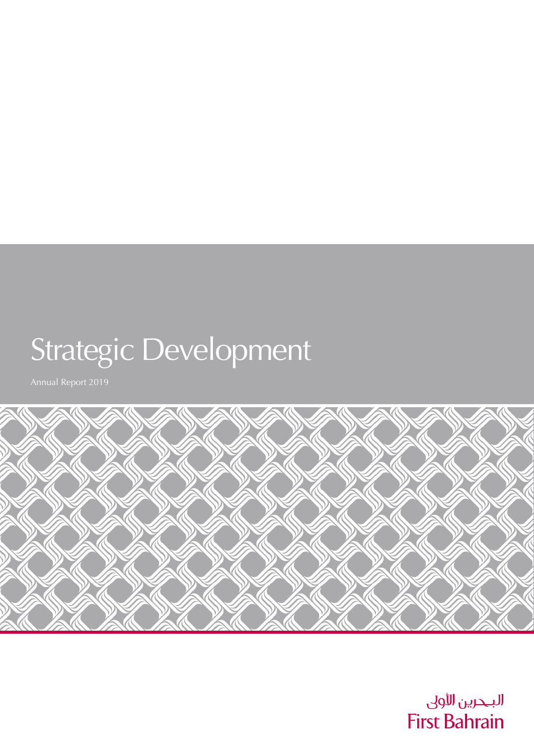# Strategic Development

Annual Report 2019

البحرين الأولى
First Bahrain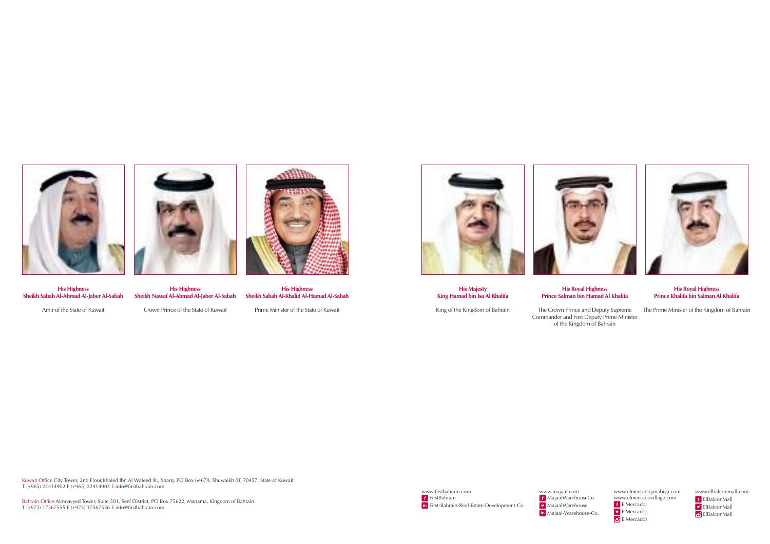**His Highness**
**Sheikh Sabah Al-Ahmad Al-Jaber Al-Sabah**

Amir of the State of Kuwait

**His Highness**
**Sheikh Nawaf Al-Ahmad Al-Jaber Al-Sabah**

Crown Prince of the State of Kuwait

**His Highness**
**Sheikh Sabah Al-Khalid Al-Hamad Al-Sabah**

Prime Minister of the State of Kuwait

**His Majesty**
**King Hamad bin Isa Al Khalifa**

King of the Kingdom of Bahrain

**His Royal Highness**
**Prince Salman bin Hamad Al Khalifa**

The Crown Prince and Deputy Supreme Commander and First Deputy Prime Minister of the Kingdom of Bahrain

**His Royal Highness**
**Prince Khalifa bin Salman Al Khalifa**

The Prime Minister of the Kingdom of Bahrain

Kuwait Office City Tower, 2nd Floor,Khaled Ibn Al Waleed St., Sharq. PO Box 64679, Shuwaikh (B) 70457, State of Kuwait
T (+965) 22414902 F (+965) 22414903 E info@firstbahrain.com

Bahrain Office Almoayyed Tower, Suite 501, Seef District, PO Box 75622, Manama, Kingdom of Bahrain
T (+973) 17567555 F (+973) 17567556 E info@firstbahrain.com

www.firstbahrain.com
FirstBahrain
First-Bahrain-Real-Estate-Development-Co.

www.majaal.com
MajaalWarehouseCo
MajaalWarehouse
Majaal-Warehouse-Co.

www.elmercadojanabiya.com
www.elmercadovillage.com
ElMercadoJ
ElMercadoJ
ElMercadoJ

www.elbalconmall.com
ElBalconMall
ElBalconMall
ElBalconMall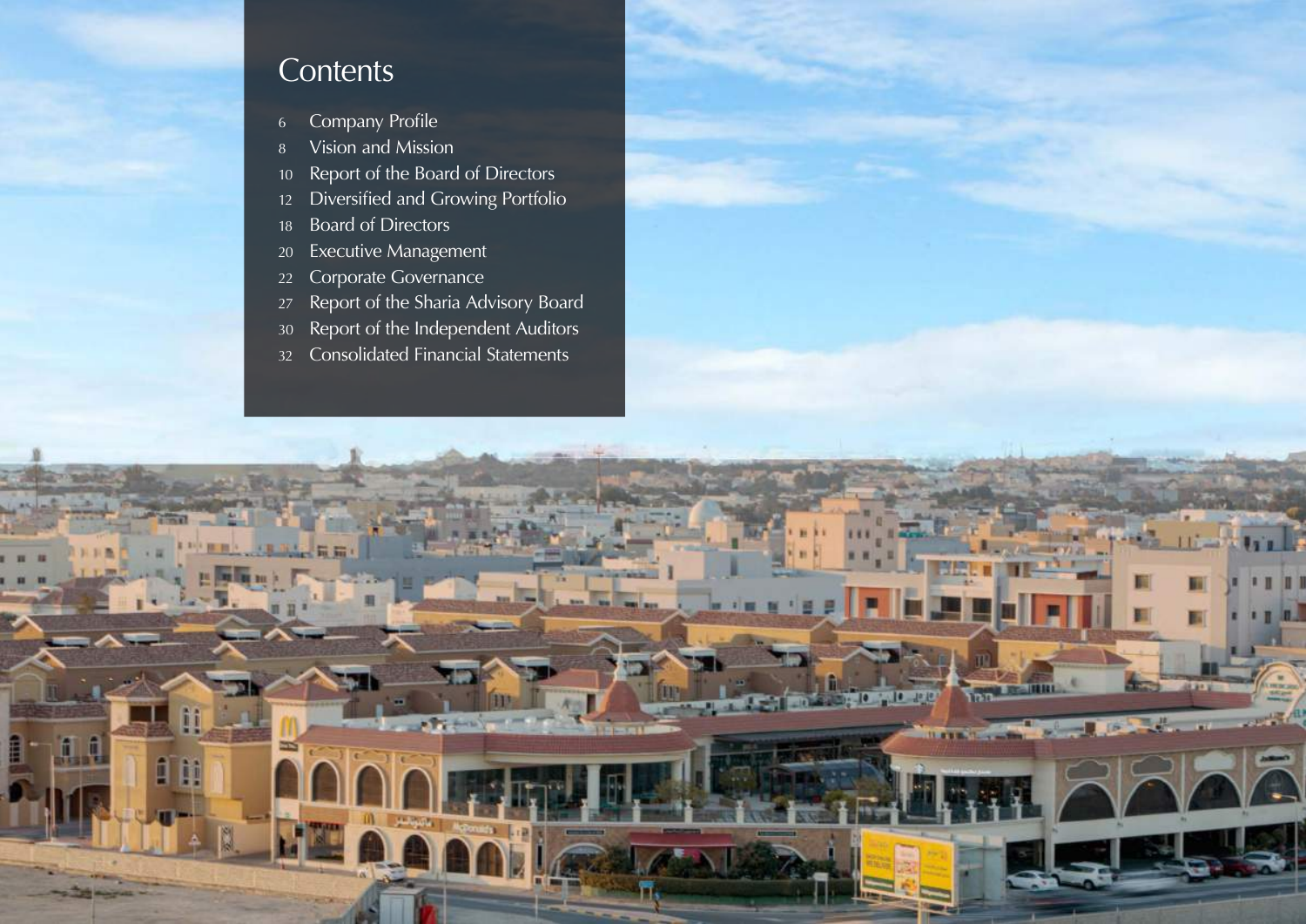# Contents

- 6 Company Profile
- 8 Vision and Mission
- 10 Report of the Board of Directors
- 12 Diversified and Growing Portfolio
- 18 Board of Directors
- 20 Executive Management
- 22 Corporate Governance
- 27 Report of the Sharia Advisory Board
- 30 Report of the Independent Auditors
- 32 Consolidated Financial Statements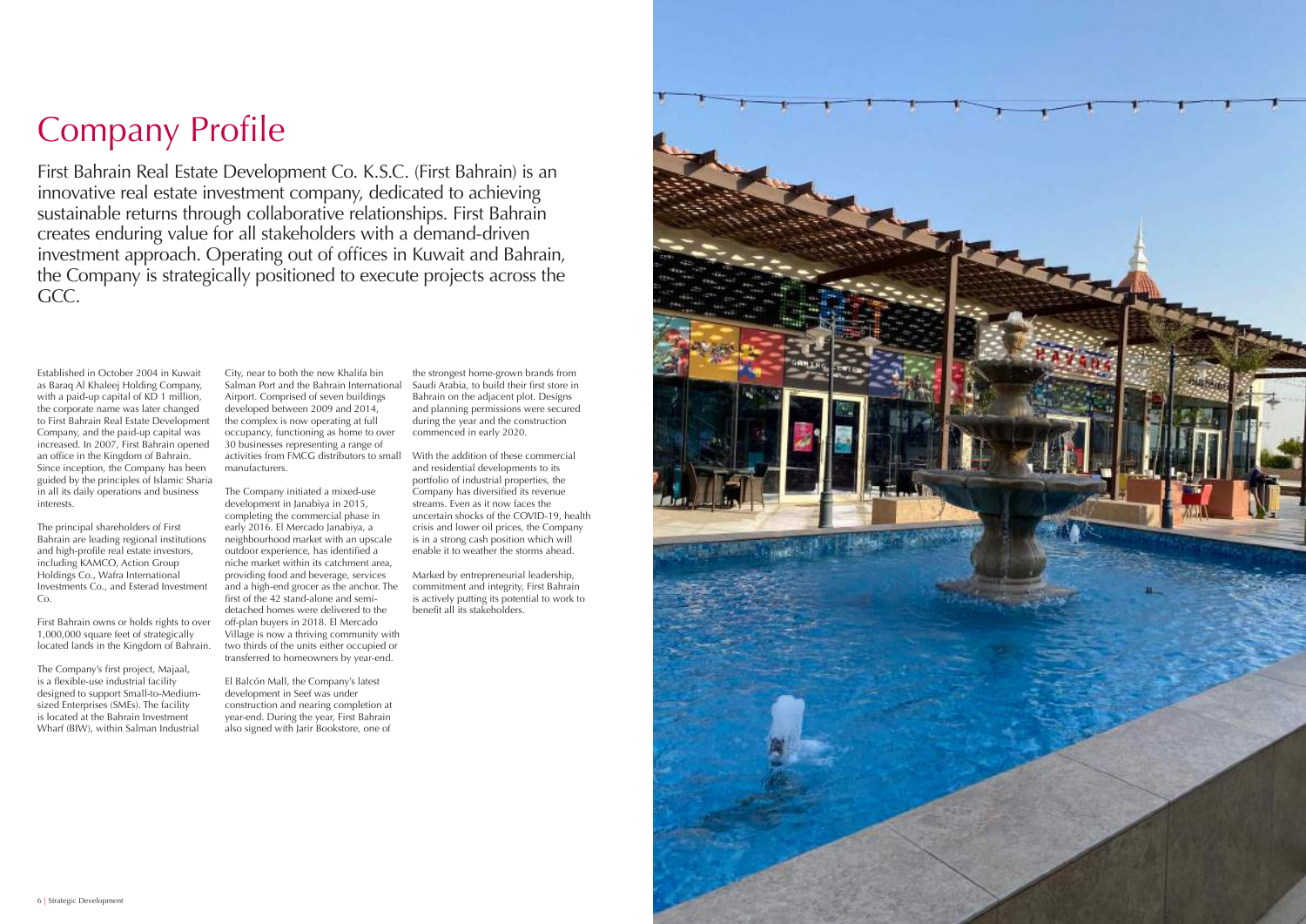# Company Profile

First Bahrain Real Estate Development Co. K.S.C. (First Bahrain) is an innovative real estate investment company, dedicated to achieving sustainable returns through collaborative relationships. First Bahrain creates enduring value for all stakeholders with a demand-driven investment approach. Operating out of offices in Kuwait and Bahrain, the Company is strategically positioned to execute projects across the GCC.

Established in October 2004 in Kuwait as Baraq Al Khaleej Holding Company, with a paid-up capital of KD 1 million, the corporate name was later changed to First Bahrain Real Estate Development Company, and the paid-up capital was increased. In 2007, First Bahrain opened an office in the Kingdom of Bahrain. Since inception, the Company has been guided by the principles of Islamic Sharia in all its daily operations and business interests.

The principal shareholders of First Bahrain are leading regional institutions and high-profile real estate investors, including KAMCO, Action Group Holdings Co., Wafra International Investments Co., and Esterad Investment Co.

First Bahrain owns or holds rights to over 1,000,000 square feet of strategically located lands in the Kingdom of Bahrain.

The Company's first project, Majaal, is a flexible-use industrial facility designed to support Small-to-Medium-sized Enterprises (SMEs). The facility is located at the Bahrain Investment Wharf (BIW), within Salman Industrial City, near to both the new Khalifa bin Salman Port and the Bahrain International Airport. Comprised of seven buildings developed between 2009 and 2014, the complex is now operating at full occupancy, functioning as home to over 30 businesses representing a range of activities from FMCG distributors to small manufacturers.

The Company initiated a mixed-use development in Janabiya in 2015, completing the commercial phase in early 2016. El Mercado Janabiya, a neighbourhood market with an upscale outdoor experience, has identified a niche market within its catchment area, providing food and beverage, services and a high-end grocer as the anchor. The first of the 42 stand-alone and semi-detached homes were delivered to the off-plan buyers in 2018. El Mercado Village is now a thriving community with two thirds of the units either occupied or transferred to homeowners by year-end.

El Balcón Mall, the Company's latest development in Seef was under construction and nearing completion at year-end. During the year, First Bahrain also signed with Jarir Bookstore, one of the strongest home-grown brands from Saudi Arabia, to build their first store in Bahrain on the adjacent plot. Designs and planning permissions were secured during the year and the construction commenced in early 2020.

With the addition of these commercial and residential developments to its portfolio of industrial properties, the Company has diversified its revenue streams. Even as it now faces the uncertain shocks of the COVID-19, health crisis and lower oil prices, the Company is in a strong cash position which will enable it to weather the storms ahead.

Marked by entrepreneurial leadership, commitment and integrity, First Bahrain is actively putting its potential to work to benefit all its stakeholders.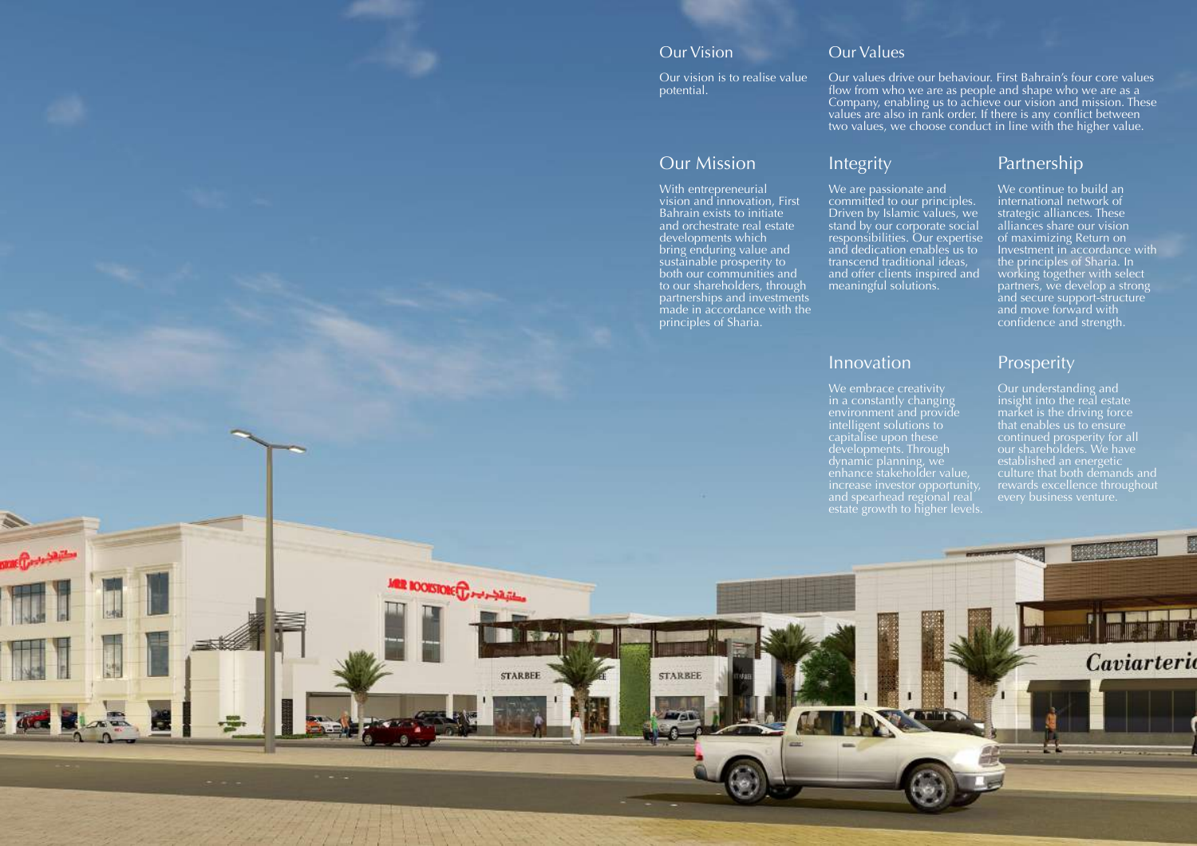## Our Vision

Our vision is to realise value potential.

## Our Mission

With entrepreneurial vision and innovation, First Bahrain exists to initiate and orchestrate real estate developments which bring enduring value and sustainable prosperity to both our communities and to our shareholders, through partnerships and investments made in accordance with the principles of Sharia.

## Our Values

Our values drive our behaviour. First Bahrain's four core values flow from who we are as people and shape who we are as a Company, enabling us to achieve our vision and mission. These values are also in rank order. If there is any conflict between two values, we choose conduct in line with the higher value.

### Integrity

We are passionate and committed to our principles. Driven by Islamic values, we stand by our corporate social responsibilities. Our expertise and dedication enables us to transcend traditional ideas, and offer clients inspired and meaningful solutions.

### Partnership

We continue to build an international network of strategic alliances. These alliances share our vision of maximizing Return on Investment in accordance with the principles of Sharia. In working together with select partners, we develop a strong and secure support-structure and move forward with confidence and strength.

### Innovation

We embrace creativity in a constantly changing environment and provide intelligent solutions to capitalise upon these developments. Through dynamic planning, we enhance stakeholder value, increase investor opportunity, and spearhead regional real estate growth to higher levels.

### Prosperity

Our understanding and insight into the real estate market is the driving force that enables us to ensure continued prosperity for all our shareholders. We have established an energetic culture that both demands and rewards excellence throughout every business venture.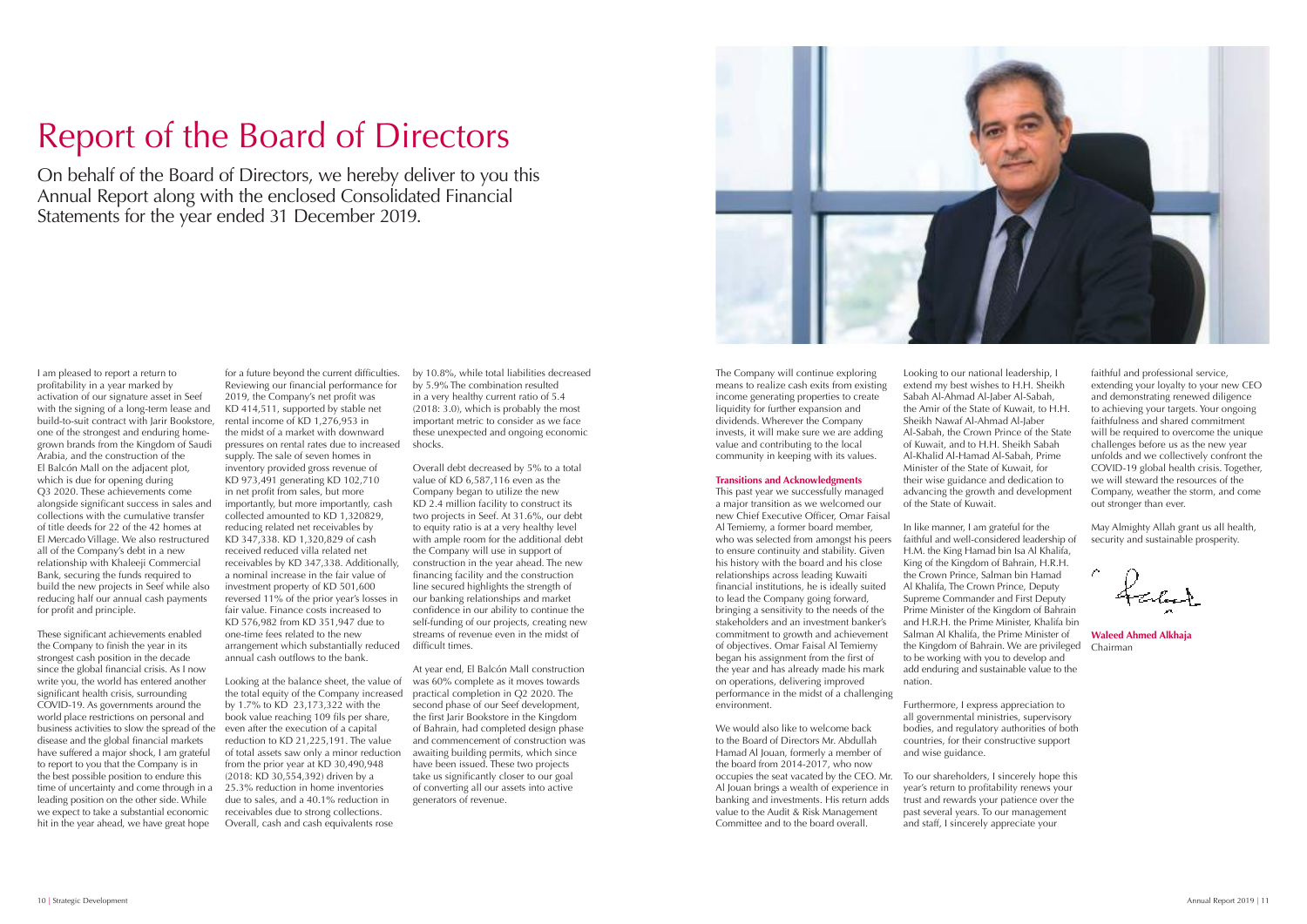# Report of the Board of Directors

On behalf of the Board of Directors, we hereby deliver to you this Annual Report along with the enclosed Consolidated Financial Statements for the year ended 31 December 2019.

I am pleased to report a return to profitability in a year marked by activation of our signature asset in Seef with the signing of a long-term lease and build-to-suit contract with Jarir Bookstore, one of the strongest and enduring homegrown brands from the Kingdom of Saudi Arabia, and the construction of the El Balcón Mall on the adjacent plot, which is due for opening during Q3 2020. These achievements come alongside significant success in sales and collections with the cumulative transfer of title deeds for 22 of the 42 homes at El Mercado Village. We also restructured all of the Company's debt in a new relationship with Khaleeji Commercial Bank, securing the funds required to build the new projects in Seef while also reducing half our annual cash payments for profit and principle.

These significant achievements enabled the Company to finish the year in its strongest cash position in the decade since the global financial crisis. As I now write you, the world has entered another significant health crisis, surrounding COVID-19. As governments around the world place restrictions on personal and business activities to slow the spread of the disease and the global financial markets have suffered a major shock, I am grateful to report to you that the Company is in the best possible position to endure this time of uncertainty and come through in a leading position on the other side. While we expect to take a substantial economic hit in the year ahead, we have great hope for a future beyond the current difficulties. Reviewing our financial performance for 2019, the Company's net profit was KD 414,511, supported by stable net rental income of KD 1,276,953 in the midst of a market with downward pressures on rental rates due to increased supply. The sale of seven homes in inventory provided gross revenue of KD 973,491 generating KD 102,710 in net profit from sales, but more importantly, but more importantly, cash collected amounted to KD 1,320829, reducing related net receivables by KD 347,338. KD 1,320,829 of cash received reduced villa related net receivables by KD 347,338. Additionally, a nominal increase in the fair value of investment property of KD 501,600 reversed 11% of the prior year's losses in fair value. Finance costs increased to KD 576,982 from KD 351,947 due to one-time fees related to the new arrangement which substantially reduced annual cash outflows to the bank.

Looking at the balance sheet, the value of the total equity of the Company increased by 1.7% to KD 23,173,322 with the book value reaching 109 fils per share, even after the execution of a capital reduction to KD 21,225,191. The value of total assets saw only a minor reduction from the prior year at KD 30,490,948 (2018: KD 30,554,392) driven by a 25.3% reduction in home inventories due to sales, and a 40.1% reduction in receivables due to strong collections. Overall, cash and cash equivalents rose by 10.8%, while total liabilities decreased by 5.9% The combination resulted in a very healthy current ratio of 5.4 (2018: 3.0), which is probably the most important metric to consider as we face these unexpected and ongoing economic shocks.

Overall debt decreased by 5% to a total value of KD 6,587,116 even as the Company began to utilize the new KD 2.4 million facility to construct its two projects in Seef. At 31.6%, our debt to equity ratio is at a very healthy level with ample room for the additional debt the Company will use in support of construction in the year ahead. The new financing facility and the construction line secured highlights the strength of our banking relationships and market confidence in our ability to continue the self-funding of our projects, creating new streams of revenue even in the midst of difficult times.

At year end, El Balcón Mall construction was 60% complete as it moves towards practical completion in Q2 2020. The second phase of our Seef development, the first Jarir Bookstore in the Kingdom of Bahrain, had completed design phase and commencement of construction was awaiting building permits, which since have been issued. These two projects take us significantly closer to our goal of converting all our assets into active generators of revenue.

The Company will continue exploring means to realize cash exits from existing income generating properties to create liquidity for further expansion and dividends. Wherever the Company invests, it will make sure we are adding value and contributing to the local community in keeping with its values.

### Transitions and Acknowledgments

This past year we successfully managed a major transition as we welcomed our new Chief Executive Officer, Omar Faisal Al Temiemy, a former board member, who was selected from amongst his peers to ensure continuity and stability. Given his history with the board and his close relationships across leading Kuwaiti financial institutions, he is ideally suited to lead the Company going forward, bringing a sensitivity to the needs of the stakeholders and an investment banker's commitment to growth and achievement of objectives. Omar Faisal Al Temiemy began his assignment from the first of the year and has already made his mark on operations, delivering improved performance in the midst of a challenging environment.

We would also like to welcome back to the Board of Directors Mr. Abdullah Hamad Al Jouan, formerly a member of the board from 2014-2017, who now occupies the seat vacated by the CEO. Mr. Al Jouan brings a wealth of experience in banking and investments. His return adds value to the Audit & Risk Management Committee and to the board overall.

Looking to our national leadership, I extend my best wishes to H.H. Sheikh Sabah Al-Ahmad Al-Jaber Al-Sabah, the Amir of the State of Kuwait, to H.H. Sheikh Nawaf Al-Ahmad Al-Jaber Al-Sabah, the Crown Prince of the State of Kuwait, and to H.H. Sheikh Sabah Al-Khalid Al-Hamad Al-Sabah, Prime Minister of the State of Kuwait, for their wise guidance and dedication to advancing the growth and development of the State of Kuwait.

In like manner, I am grateful for the faithful and well-considered leadership of H.M. the King Hamad bin Isa Al Khalifa, King of the Kingdom of Bahrain, H.R.H. the Crown Prince, Salman bin Hamad Al Khalifa, The Crown Prince, Deputy Supreme Commander and First Deputy Prime Minister of the Kingdom of Bahrain and H.R.H. the Prime Minister, Khalifa bin Salman Al Khalifa, the Prime Minister of the Kingdom of Bahrain. We are privileged to be working with you to develop and add enduring and sustainable value to the nation.

Furthermore, I express appreciation to all governmental ministries, supervisory bodies, and regulatory authorities of both countries, for their constructive support and wise guidance.

To our shareholders, I sincerely hope this year's return to profitability renews your trust and rewards your patience over the past several years. To our management and staff, I sincerely appreciate your faithful and professional service, extending your loyalty to your new CEO and demonstrating renewed diligence to achieving your targets. Your ongoing faithfulness and shared commitment will be required to overcome the unique challenges before us as the new year unfolds and we collectively confront the COVID-19 global health crisis. Together, we will steward the resources of the Company, weather the storm, and come out stronger than ever.

May Almighty Allah grant us all health, security and sustainable prosperity.

**Waleed Ahmed Alkhaja**
Chairman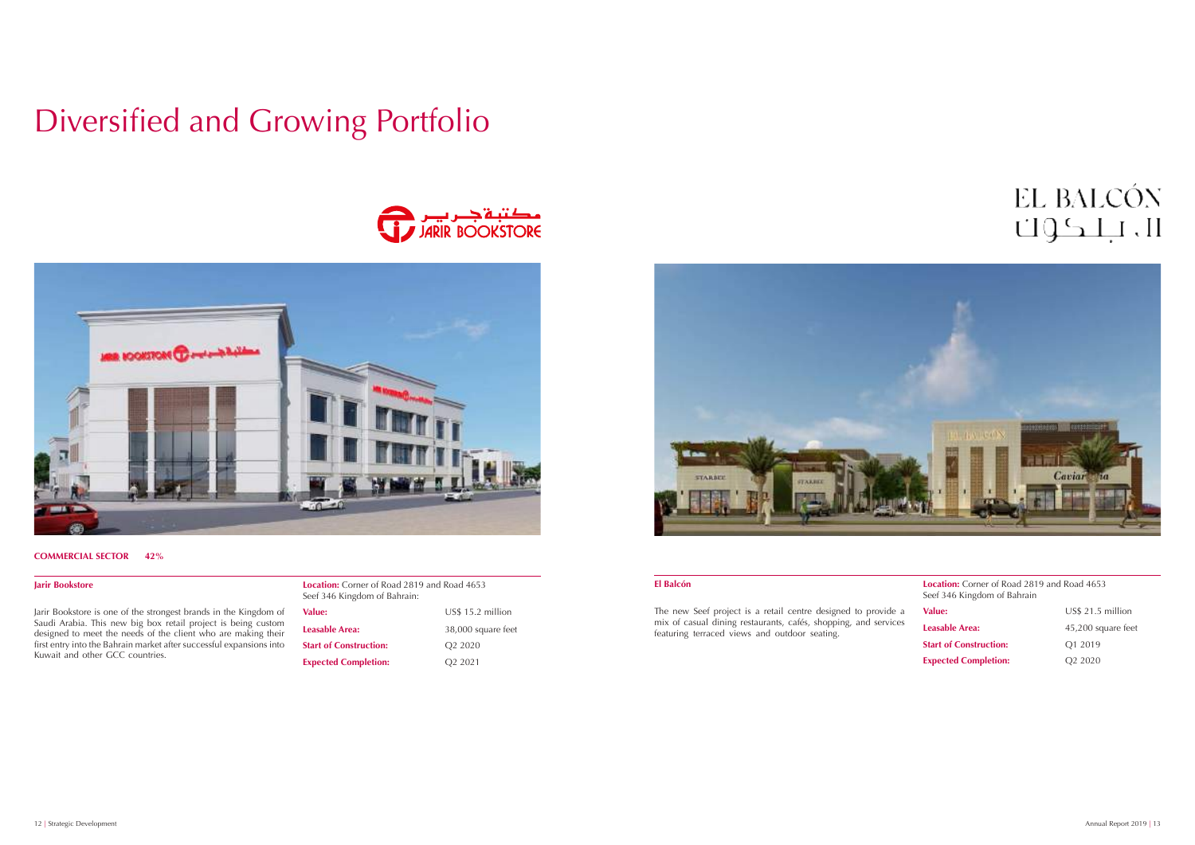# Diversified and Growing Portfolio

**COMMERCIAL SECTOR 42%**

### Jarir Bookstore

Jarir Bookstore is one of the strongest brands in the Kingdom of Saudi Arabia. This new big box retail project is being custom designed to meet the needs of the client who are making their first entry into the Bahrain market after successful expansions into Kuwait and other GCC countries.

**Location:** Corner of Road 2819 and Road 4653 Seef 346 Kingdom of Bahrain:

| | |
|---|---|
| **Value:** | US$ 15.2 million |
| **Leasable Area:** | 38,000 square feet |
| **Start of Construction:** | Q2 2020 |
| **Expected Completion:** | Q2 2021 |

### El Balcón

The new Seef project is a retail centre designed to provide a mix of casual dining restaurants, cafés, shopping, and services featuring terraced views and outdoor seating.

**Location:** Corner of Road 2819 and Road 4653 Seef 346 Kingdom of Bahrain

| | |
|---|---|
| **Value:** | US$ 21.5 million |
| **Leasable Area:** | 45,200 square feet |
| **Start of Construction:** | Q1 2019 |
| **Expected Completion:** | Q2 2020 |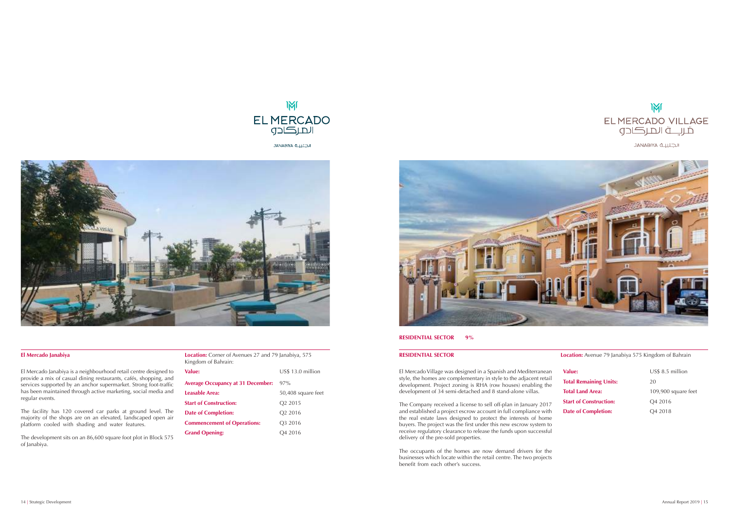EL MERCADO
المركادو
JANABIYA الجنبية

## El Mercado Janabiya

El Mercado Janabiya is a neighbourhood retail centre designed to provide a mix of casual dining restaurants, cafés, shopping, and services supported by an anchor supermarket. Strong foot-traffic has been maintained through active marketing, social media and regular events.

The facility has 120 covered car parks at ground level. The majority of the shops are on an elevated, landscaped open air platform cooled with shading and water features.

The development sits on an 86,600 square foot plot in Block 575 of Janabiya.

**Location:** Corner of Avenues 27 and 79 Janabiya, 575 Kingdom of Bahrain:

| | |
|---|---|
| **Value:** | US$ 13.0 million |
| **Average Occupancy at 31 December:** | 97% |
| **Leasable Area:** | 50,408 square feet |
| **Start of Construction:** | Q2 2015 |
| **Date of Completion:** | Q2 2016 |
| **Commencement of Operations:** | Q3 2016 |
| **Grand Opening:** | Q4 2016 |

EL MERCADO VILLAGE
قرية المركادو
JANABIYA الجنبية

**RESIDENTIAL SECTOR 9%**

## RESIDENTIAL SECTOR

El Mercado Village was designed in a Spanish and Mediterranean style, the homes are complementary in style to the adjacent retail development. Project zoning is RHA (row houses) enabling the development of 34 semi-detached and 8 stand-alone villas.

The Company received a license to sell off-plan in January 2017 and established a project escrow account in full compliance with the real estate laws designed to protect the interests of home buyers. The project was the first under this new escrow system to receive regulatory clearance to release the funds upon successful delivery of the pre-sold properties.

The occupants of the homes are now demand drivers for the businesses which locate within the retail centre. The two projects benefit from each other's success.

**Location:** Avenue 79 Janabiya 575 Kingdom of Bahrain

| | |
|---|---|
| **Value:** | US$ 8.5 million |
| **Total Remaining Units:** | 20 |
| **Total Land Area:** | 109,900 square feet |
| **Start of Construction:** | Q4 2016 |
| **Date of Completion:** | Q4 2018 |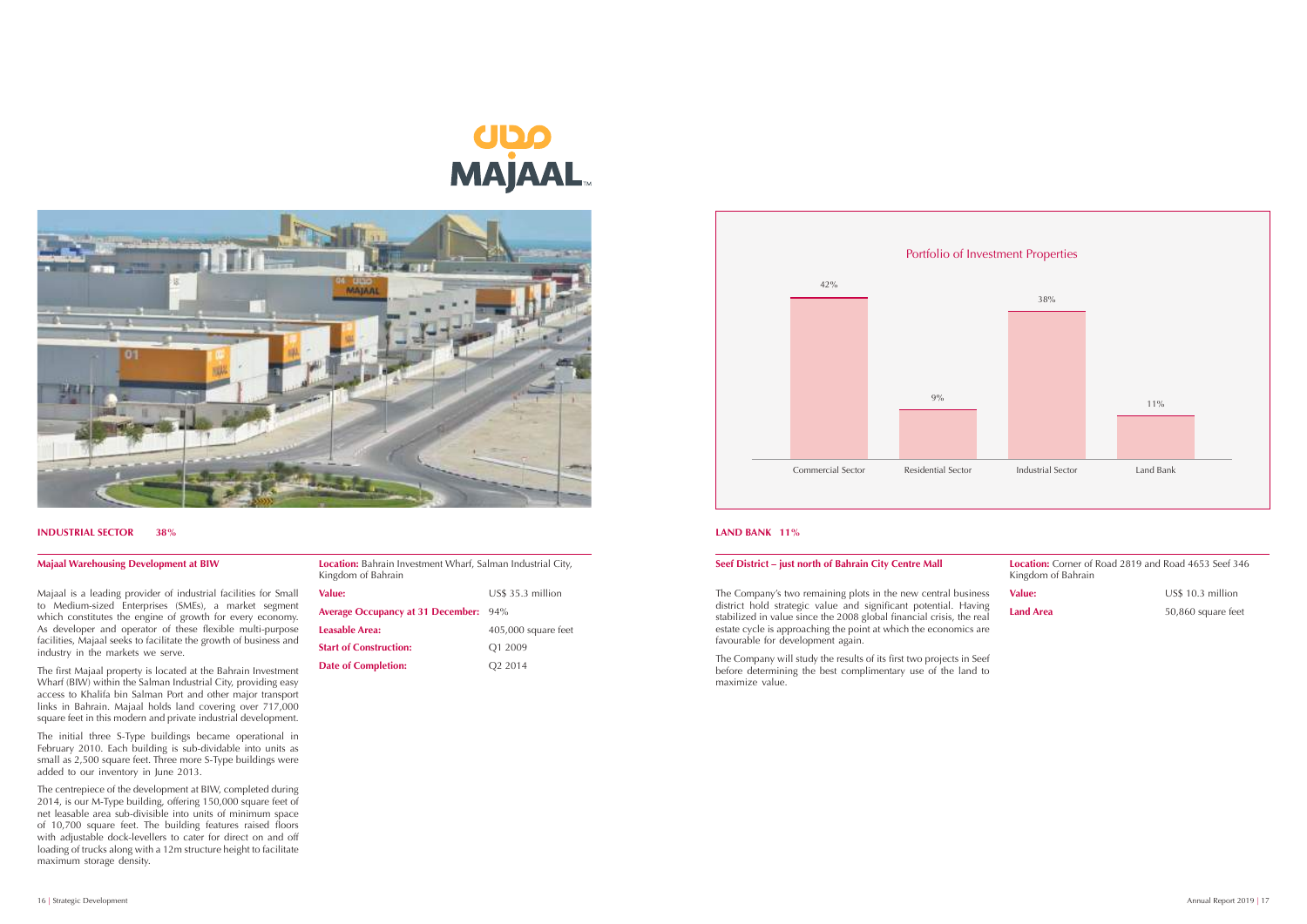# INDUSTRIAL SECTOR 38%

## Majaal Warehousing Development at BIW

Majaal is a leading provider of industrial facilities for Small to Medium-sized Enterprises (SMEs), a market segment which constitutes the engine of growth for every economy. As developer and operator of these flexible multi-purpose facilities, Majaal seeks to facilitate the growth of business and industry in the markets we serve.

The first Majaal property is located at the Bahrain Investment Wharf (BIW) within the Salman Industrial City, providing easy access to Khalifa bin Salman Port and other major transport links in Bahrain. Majaal holds land covering over 717,000 square feet in this modern and private industrial development.

The initial three S-Type buildings became operational in February 2010. Each building is sub-dividable into units as small as 2,500 square feet. Three more S-Type buildings were added to our inventory in June 2013.

The centrepiece of the development at BIW, completed during 2014, is our M-Type building, offering 150,000 square feet of net leasable area sub-divisible into units of minimum space of 10,700 square feet. The building features raised floors with adjustable dock-levellers to cater for direct on and off loading of trucks along with a 12m structure height to facilitate maximum storage density.

**Location:** Bahrain Investment Wharf, Salman Industrial City, Kingdom of Bahrain

| | |
|---|---|
| **Value:** | US$ 35.3 million |
| **Average Occupancy at 31 December:** | 94% |
| **Leasable Area:** | 405,000 square feet |
| **Start of Construction:** | Q1 2009 |
| **Date of Completion:** | Q2 2014 |

Portfolio of Investment Properties

| Sector | Share |
|---|---|
| Commercial Sector | 42% |
| Residential Sector | 9% |
| Industrial Sector | 38% |
| Land Bank | 11% |

# LAND BANK 11%

## Seef District – just north of Bahrain City Centre Mall

The Company's two remaining plots in the new central business district hold strategic value and significant potential. Having stabilized in value since the 2008 global financial crisis, the real estate cycle is approaching the point at which the economics are favourable for development again.

The Company will study the results of its first two projects in Seef before determining the best complimentary use of the land to maximize value.

**Location:** Corner of Road 2819 and Road 4653 Seef 346 Kingdom of Bahrain

| | |
|---|---|
| **Value:** | US$ 10.3 million |
| **Land Area** | 50,860 square feet |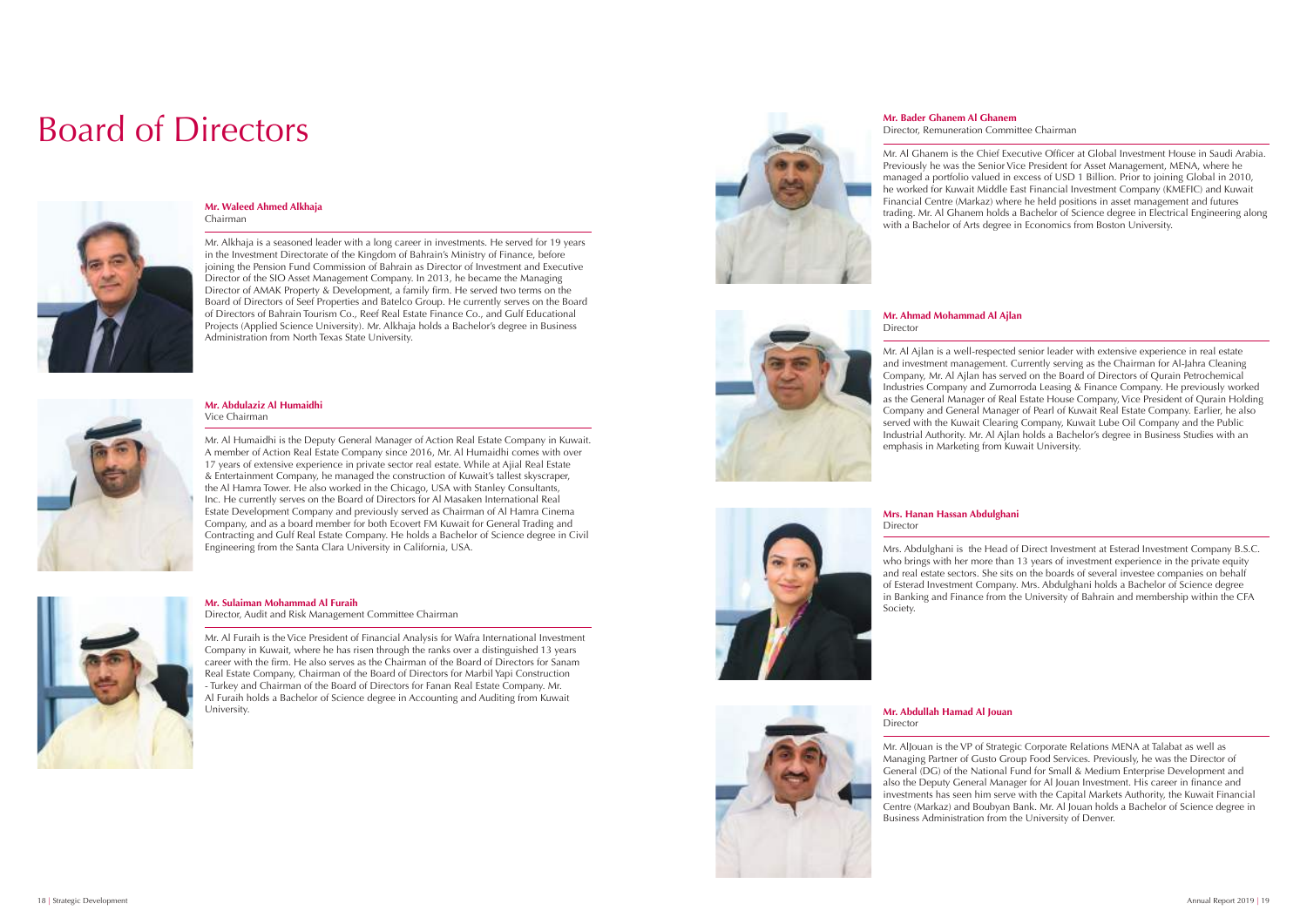# Board of Directors

### Mr. Waleed Ahmed Alkhaja
Chairman

Mr. Alkhaja is a seasoned leader with a long career in investments. He served for 19 years in the Investment Directorate of the Kingdom of Bahrain's Ministry of Finance, before joining the Pension Fund Commission of Bahrain as Director of Investment and Executive Director of the SIO Asset Management Company. In 2013, he became the Managing Director of AMAK Property & Development, a family firm. He served two terms on the Board of Directors of Seef Properties and Batelco Group. He currently serves on the Board of Directors of Bahrain Tourism Co., Reef Real Estate Finance Co., and Gulf Educational Projects (Applied Science University). Mr. Alkhaja holds a Bachelor's degree in Business Administration from North Texas State University.

### Mr. Abdulaziz Al Humaidhi
Vice Chairman

Mr. Al Humaidhi is the Deputy General Manager of Action Real Estate Company in Kuwait. A member of Action Real Estate Company since 2016, Mr. Al Humaidhi comes with over 17 years of extensive experience in private sector real estate. While at Ajial Real Estate & Entertainment Company, he managed the construction of Kuwait's tallest skyscraper, the Al Hamra Tower. He also worked in the Chicago, USA with Stanley Consultants, Inc. He currently serves on the Board of Directors for Al Masaken International Real Estate Development Company and previously served as Chairman of Al Hamra Cinema Company, and as a board member for both Ecovert FM Kuwait for General Trading and Contracting and Gulf Real Estate Company. He holds a Bachelor of Science degree in Civil Engineering from the Santa Clara University in California, USA.

### Mr. Sulaiman Mohammad Al Furaih
Director, Audit and Risk Management Committee Chairman

Mr. Al Furaih is the Vice President of Financial Analysis for Wafra International Investment Company in Kuwait, where he has risen through the ranks over a distinguished 13 years career with the firm. He also serves as the Chairman of the Board of Directors for Sanam Real Estate Company, Chairman of the Board of Directors for Marbil Yapi Construction - Turkey and Chairman of the Board of Directors for Fanan Real Estate Company. Mr. Al Furaih holds a Bachelor of Science degree in Accounting and Auditing from Kuwait University.

### Mr. Bader Ghanem Al Ghanem
Director, Remuneration Committee Chairman

Mr. Al Ghanem is the Chief Executive Officer at Global Investment House in Saudi Arabia. Previously he was the Senior Vice President for Asset Management, MENA, where he managed a portfolio valued in excess of USD 1 Billion. Prior to joining Global in 2010, he worked for Kuwait Middle East Financial Investment Company (KMEFIC) and Kuwait Financial Centre (Markaz) where he held positions in asset management and futures trading. Mr. Al Ghanem holds a Bachelor of Science degree in Electrical Engineering along with a Bachelor of Arts degree in Economics from Boston University.

### Mr. Ahmad Mohammad Al Ajlan
Director

Mr. Al Ajlan is a well-respected senior leader with extensive experience in real estate and investment management. Currently serving as the Chairman for Al-Jahra Cleaning Company, Mr. Al Ajlan has served on the Board of Directors of Qurain Petrochemical Industries Company and Zumorroda Leasing & Finance Company. He previously worked as the General Manager of Real Estate House Company, Vice President of Qurain Holding Company and General Manager of Pearl of Kuwait Real Estate Company. Earlier, he also served with the Kuwait Clearing Company, Kuwait Lube Oil Company and the Public Industrial Authority. Mr. Al Ajlan holds a Bachelor's degree in Business Studies with an emphasis in Marketing from Kuwait University.

### Mrs. Hanan Hassan Abdulghani
Director

Mrs. Abdulghani is the Head of Direct Investment at Esterad Investment Company B.S.C. who brings with her more than 13 years of investment experience in the private equity and real estate sectors. She sits on the boards of several investee companies on behalf of Esterad Investment Company. Mrs. Abdulghani holds a Bachelor of Science degree in Banking and Finance from the University of Bahrain and membership within the CFA Society.

### Mr. Abdullah Hamad Al Jouan
Director

Mr. AlJouan is the VP of Strategic Corporate Relations MENA at Talabat as well as Managing Partner of Gusto Group Food Services. Previously, he was the Director of General (DG) of the National Fund for Small & Medium Enterprise Development and also the Deputy General Manager for Al Jouan Investment. His career in finance and investments has seen him serve with the Capital Markets Authority, the Kuwait Financial Centre (Markaz) and Boubyan Bank. Mr. Al Jouan holds a Bachelor of Science degree in Business Administration from the University of Denver.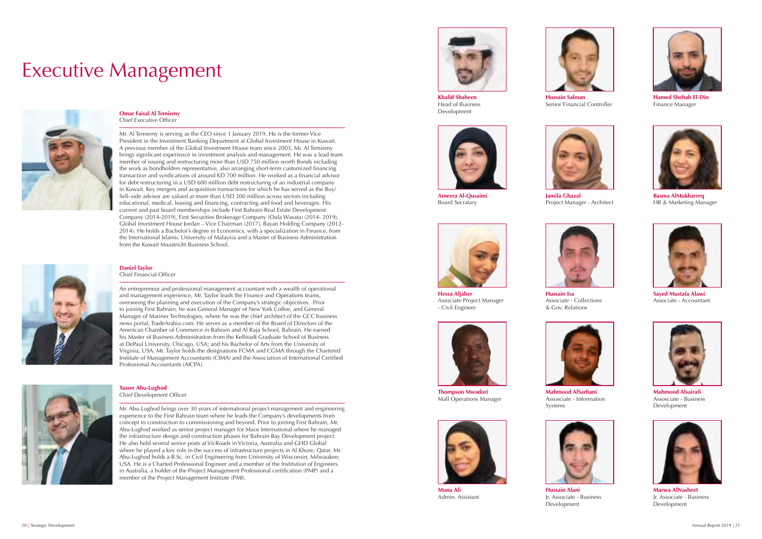# Executive Management

**Omar Faisal Al Temiemy**
Chief Executive Officer

Mr. Al Temiemy is serving as the CEO since 1 January 2019. He is the former Vice President in the Investment Banking Department at Global Investment House in Kuwait. A previous member of the Global Investment House team since 2003, Mr. Al Temiemy brings significant experience in investment analysis and management. He was a lead team member of issuing and restructuring more than USD 750 million worth Bonds including the work as bondholders representative, also arranging short-term customized financing transaction and syndications of around KD 700 million. He worked as a financial advisor for debt restructuring in a USD 600 million debt restructuring of an industrial company in Kuwait. Key mergers and acquisition transactions for which he has served as the Buy/ Sell–side advisor are valued at more than USD 200 million across sectors including educational, medical, leasing and financing, contracting and food and beverages. His current and past board memberships include First Bahrain Real Estate Development Company (2014-2019), First Securities Brokerage Company (Oula Wasata) (2014- 2019), Global Investment House Jordan – Vice Chairman (2017), Bayan Holding Company (2012- 2014). He holds a Bachelor's degree in Economics, with a specialization in Finance, from the International Islamic University of Malaysia and a Master of Business Administration from the Kuwait Maastricht Business School.

**Daniel Taylor**
Chief Financial Officer

An entrepreneur and professional management accountant with a wealth of operational and management experience, Mr. Taylor leads the Finance and Operations teams, overseeing the planning and execution of the Company's strategic objectives. Prior to joining First Bahrain, he was General Manager of New York Coffee, and General Manager of Mariner Technologies, where he was the chief architect of the GCC business news portal, TradeArabia.com. He serves as a member of the Board of Directors of the American Chamber of Commerce in Bahrain and Al Raja School, Bahrain. He earned his Master of Business Administration from the Kellstadt Graduate School of Business at DePaul University, Chicago, USA; and his Bachelor of Arts from the University of Virginia, USA. Mr. Taylor holds the designations FCMA and CGMA through the Chartered Institute of Management Accountants (CIMA) and the Association of International Certified Professional Accountants (AICPA).

**Yasser Abu-Lughod**
Chief Development Officer

Mr. Abu-Lughod brings over 30 years of international project management and engineering experience to the First Bahrain team where he leads the Company's developments from concept to construction to commissioning and beyond. Prior to joining First Bahrain, Mr. Abu-Lughod worked as senior project manager for Mace International where he managed the infrastructure design and construction phases for Bahrain Bay Development project. He also held several senior posts at VicRoads in Victoria, Australia and GHD Global where he played a key role in the success of infrastructure projects in Al Khore, Qatar. Mr. Abu-Lughod holds a B.Sc. in Civil Engineering from University of Wisconsin, Milwaukee; USA. He is a Charted Professional Engineer and a member of the Institution of Engineers in Australia, a holder of the Project Management Professional certification (PMP) and a member of the Project Management Institute (PMI).

**Khalid Shaheen**
Head of Business Development

**Hussain Salman**
Senior Financial Controller

**Hamed Shehab El-Din**
Finance Manager

**Ameera Al-Qusaimi**
Board Secratary

**Jamila Ghazal**
Project Manager - Architect

**Basma AlMukharreq**
HR & Marketing Manager

**Hessa Aljaber**
Associate Project Manager - Civil Engineer

**Hussain Isa**
Associate - Collections & Gov. Relations

**Sayed Mustafa Alawi**
Associate - Accountant

**Thompson Mwadori**
Mall Operations Manager

**Mahmood AlSarhani**
Assosciate - Information Systems

**Mahmood Alsairafi**
Assosciate - Business Development

**Muna Ali**
Admin. Assistant

**Hussain Alani**
Jr. Associate - Business Development

**Marwa AlNasheet**
Jr. Associate - Business Development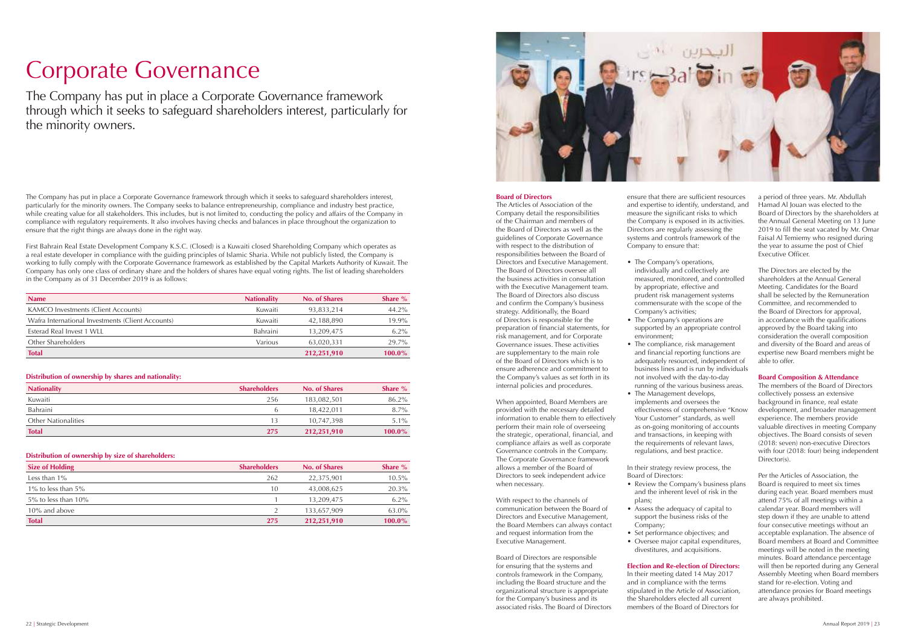# Corporate Governance

The Company has put in place a Corporate Governance framework through which it seeks to safeguard shareholders interest, particularly for the minority owners.

The Company has put in place a Corporate Governance framework through which it seeks to safeguard shareholders interest, particularly for the minority owners. The Company seeks to balance entrepreneurship, compliance and industry best practice, while creating value for all stakeholders. This includes, but is not limited to, conducting the policy and affairs of the Company in compliance with regulatory requirements. It also involves having checks and balances in place throughout the organization to ensure that the right things are always done in the right way.

First Bahrain Real Estate Development Company K.S.C. (Closed) is a Kuwaiti closed Shareholding Company which operates as a real estate developer in compliance with the guiding principles of Islamic Sharia. While not publicly listed, the Company is working to fully comply with the Corporate Governance framework as established by the Capital Markets Authority of Kuwait. The Company has only one class of ordinary share and the holders of shares have equal voting rights. The list of leading shareholders in the Company as of 31 December 2019 is as follows:

| Name | Nationality | No. of Shares | Share % |
|---|---|---|---|
| KAMCO Investments (Client Accounts) | Kuwaiti | 93,833,214 | 44.2% |
| Wafra International Investments (Client Accounts) | Kuwaiti | 42,188,890 | 19.9% |
| Esterad Real Invest 1 WLL | Bahraini | 13,209,475 | 6.2% |
| Other Shareholders | Various | 63,020,331 | 29.7% |
| **Total** | | **212,251,910** | **100.0%** |

**Distribution of ownership by shares and nationality:**

| Nationality | Shareholders | No. of Shares | Share % |
|---|---|---|---|
| Kuwaiti | 256 | 183,082,501 | 86.2% |
| Bahraini | 6 | 18,422,011 | 8.7% |
| Other Nationalities | 13 | 10,747,398 | 5.1% |
| **Total** | **275** | **212,251,910** | **100.0%** |

**Distribution of ownership by size of shareholders:**

| Size of Holding | Shareholders | No. of Shares | Share % |
|---|---|---|---|
| Less than 1% | 262 | 22,375,901 | 10.5% |
| 1% to less than 5% | 10 | 43,008,625 | 20.3% |
| 5% to less than 10% | 1 | 13,209,475 | 6.2% |
| 10% and above | 2 | 133,657,909 | 63.0% |
| **Total** | **275** | **212,251,910** | **100.0%** |

**Board of Directors**

The Articles of Association of the Company detail the responsibilities of the Chairman and members of the Board of Directors as well as the guidelines of Corporate Governance with respect to the distribution of responsibilities between the Board of Directors and Executive Management. The Board of Directors oversee all the business activities in consultation with the Executive Management team. The Board of Directors also discuss and confirm the Company's business strategy. Additionally, the Board of Directors is responsible for the preparation of financial statements, for risk management, and for Corporate Governance issues. These activities are supplementary to the main role of the Board of Directors which is to ensure adherence and commitment to the Company's values as set forth in its internal policies and procedures.

When appointed, Board Members are provided with the necessary detailed information to enable them to effectively perform their main role of overseeing the strategic, operational, financial, and compliance affairs as well as corporate Governance controls in the Company. The Corporate Governance framework allows a member of the Board of Directors to seek independent advice when necessary.

With respect to the channels of communication between the Board of Directors and Executive Management, the Board Members can always contact and request information from the Executive Management.

Board of Directors are responsible for ensuring that the systems and controls framework in the Company, including the Board structure and the organizational structure is appropriate for the Company's business and its associated risks. The Board of Directors ensure that there are sufficient resources and expertise to identify, understand, and measure the significant risks to which the Company is exposed in its activities. Directors are regularly assessing the systems and controls framework of the Company to ensure that:

- The Company's operations, individually and collectively are measured, monitored, and controlled by appropriate, effective and prudent risk management systems commensurate with the scope of the Company's activities;
- The Company's operations are supported by an appropriate control environment;
- The compliance, risk management and financial reporting functions are adequately resourced, independent of business lines and is run by individuals not involved with the day-to-day running of the various business areas.
- The Management develops, implements and oversees the effectiveness of comprehensive "Know Your Customer" standards, as well as on-going monitoring of accounts and transactions, in keeping with the requirements of relevant laws, regulations, and best practice.

In their strategy review process, the Board of Directors:

- Review the Company's business plans and the inherent level of risk in the plans;
- Assess the adequacy of capital to support the business risks of the Company;
- Set performance objectives; and
- Oversee major capital expenditures, divestitures, and acquisitions.

**Election and Re-election of Directors:**

In their meeting dated 14 May 2017 and in compliance with the terms stipulated in the Article of Association, the Shareholders elected all current members of the Board of Directors for a period of three years. Mr. Abdullah Hamad Al Jouan was elected to the Board of Directors by the shareholders at the Annual General Meeting on 13 June 2019 to fill the seat vacated by Mr. Omar Faisal Al Temiemy who resigned during the year to assume the post of Chief Executive Officer.

The Directors are elected by the shareholders at the Annual General Meeting. Candidates for the Board shall be selected by the Remuneration Committee, and recommended to the Board of Directors for approval, in accordance with the qualifications approved by the Board taking into consideration the overall composition and diversity of the Board and areas of expertise new Board members might be able to offer.

**Board Composition & Attendance**

The members of the Board of Directors collectively possess an extensive background in finance, real estate development, and broader management experience. The members provide valuable directives in meeting Company objectives. The Board consists of seven (2018: seven) non-executive Directors with four (2018: four) being independent Director(s).

Per the Articles of Association, the Board is required to meet six times during each year. Board members must attend 75% of all meetings within a calendar year. Board members will step down if they are unable to attend four consecutive meetings without an acceptable explanation. The absence of Board members at Board and Committee meetings will be noted in the meeting minutes. Board attendance percentage will then be reported during any General Assembly Meeting when Board members stand for re-election. Voting and attendance proxies for Board meetings are always prohibited.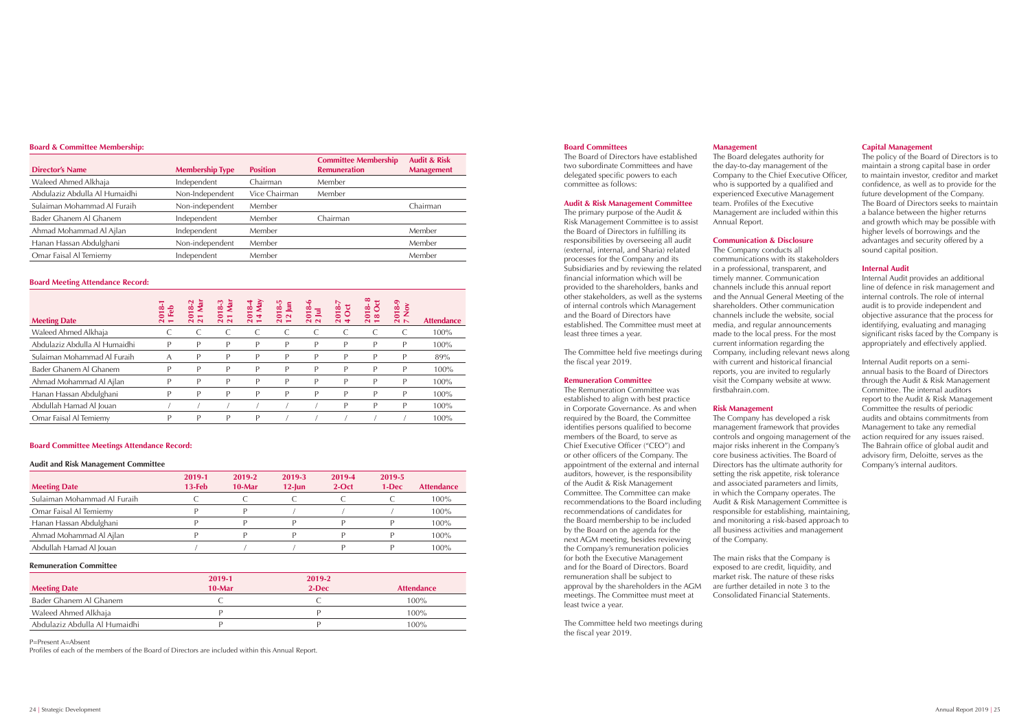**Board & Committee Membership:**

| Director's Name | Membership Type | Position | Committee Membership Remuneration | Audit & Risk Management |
|---|---|---|---|---|
| Waleed Ahmed Alkhaja | Independent | Chairman | Member | |
| Abdulaziz Abdulla Al Humaidhi | Non-Independent | Vice Chairman | Member | |
| Sulaiman Mohammad Al Furaih | Non-independent | Member | | Chairman |
| Bader Ghanem Al Ghanem | Independent | Member | Chairman | |
| Ahmad Mohammad Al Ajlan | Independent | Member | | Member |
| Hanan Hassan Abdulghani | Non-independent | Member | | Member |
| Omar Faisal Al Temiemy | Independent | Member | | Member |

**Board Meeting Attendance Record:**

| Meeting Date | 2018-1 1 Feb | 2018-2 21 Mar | 2018-3 21 Mar | 2018-4 14 May | 2018-5 12 Jun | 2018-6 2 Jul | 2018-7 4 Oct | 2018- 8 18 Oct | 2018-9 7 Nov | Attendance |
|---|---|---|---|---|---|---|---|---|---|---|
| Waleed Ahmed Alkhaja | C | C | C | C | C | C | C | C | C | 100% |
| Abdulaziz Abdulla Al Humaidhi | P | P | P | P | P | P | P | P | P | 100% |
| Sulaiman Mohammad Al Furaih | A | P | P | P | P | P | P | P | P | 89% |
| Bader Ghanem Al Ghanem | P | P | P | P | P | P | P | P | P | 100% |
| Ahmad Mohammad Al Ajlan | P | P | P | P | P | P | P | P | P | 100% |
| Hanan Hassan Abdulghani | P | P | P | P | P | P | P | P | P | 100% |
| Abdullah Hamad Al Jouan | / | / | / | / | / | / | P | P | P | 100% |
| Omar Faisal Al Temiemy | P | P | P | P | / | / | / | / | / | 100% |

**Board Committee Meetings Attendance Record:**

**Audit and Risk Management Committee**

| Meeting Date | 2019-1 13-Feb | 2019-2 10-Mar | 2019-3 12-Jun | 2019-4 2-Oct | 2019-5 1-Dec | Attendance |
|---|---|---|---|---|---|---|
| Sulaiman Mohammad Al Furaih | C | C | C | C | C | 100% |
| Omar Faisal Al Temiemy | P | P | / | / | / | 100% |
| Hanan Hassan Abdulghani | P | P | P | P | P | 100% |
| Ahmad Mohammad Al Ajlan | P | P | P | P | P | 100% |
| Abdullah Hamad Al Jouan | / | / | / | P | P | 100% |

**Remuneration Committee**

| Meeting Date | 2019-1 10-Mar | 2019-2 2-Dec | Attendance |
|---|---|---|---|
| Bader Ghanem Al Ghanem | C | C | 100% |
| Waleed Ahmed Alkhaja | P | P | 100% |
| Abdulaziz Abdulla Al Humaidhi | P | P | 100% |

P=Present A=Absent

Profiles of each of the members of the Board of Directors are included within this Annual Report.

**Board Committees**

The Board of Directors have established two subordinate Committees and have delegated specific powers to each committee as follows:

**Audit & Risk Management Committee**

The primary purpose of the Audit & Risk Management Committee is to assist the Board of Directors in fulfilling its responsibilities by overseeing all audit (external, internal, and Sharia) related processes for the Company and its Subsidiaries and by reviewing the related financial information which will be provided to the shareholders, banks and other stakeholders, as well as the systems of internal controls which Management and the Board of Directors have established. The Committee must meet at least three times a year.

The Committee held five meetings during the fiscal year 2019.

**Remuneration Committee**

The Remuneration Committee was established to align with best practice in Corporate Governance. As and when required by the Board, the Committee identifies persons qualified to become members of the Board, to serve as Chief Executive Officer ("CEO") and or other officers of the Company. The appointment of the external and internal auditors, however, is the responsibility of the Audit & Risk Management Committee. The Committee can make recommendations to the Board including recommendations of candidates for the Board membership to be included by the Board on the agenda for the next AGM meeting, besides reviewing the Company's remuneration policies for both the Executive Management and for the Board of Directors. Board remuneration shall be subject to approval by the shareholders in the AGM meetings. The Committee must meet at least twice a year.

The Committee held two meetings during the fiscal year 2019.

**Management**

The Board delegates authority for the day-to-day management of the Company to the Chief Executive Officer, who is supported by a qualified and experienced Executive Management team. Profiles of the Executive Management are included within this Annual Report.

**Communication & Disclosure**

The Company conducts all communications with its stakeholders in a professional, transparent, and timely manner. Communication channels include this annual report and the Annual General Meeting of the shareholders. Other communication channels include the website, social media, and regular announcements made to the local press. For the most current information regarding the Company, including relevant news along with current and historical financial reports, you are invited to regularly visit the Company website at www.firstbahrain.com.

**Risk Management**

The Company has developed a risk management framework that provides controls and ongoing management of the major risks inherent in the Company's core business activities. The Board of Directors has the ultimate authority for setting the risk appetite, risk tolerance and associated parameters and limits, in which the Company operates. The Audit & Risk Management Committee is responsible for establishing, maintaining, and monitoring a risk-based approach to all business activities and management of the Company.

The main risks that the Company is exposed to are credit, liquidity, and market risk. The nature of these risks are further detailed in note 3 to the Consolidated Financial Statements.

**Capital Management**

The policy of the Board of Directors is to maintain a strong capital base in order to maintain investor, creditor and market confidence, as well as to provide for the future development of the Company. The Board of Directors seeks to maintain a balance between the higher returns and growth which may be possible with higher levels of borrowings and the advantages and security offered by a sound capital position.

**Internal Audit**

Internal Audit provides an additional line of defence in risk management and internal controls. The role of internal audit is to provide independent and objective assurance that the process for identifying, evaluating and managing significant risks faced by the Company is appropriately and effectively applied.

Internal Audit reports on a semi-annual basis to the Board of Directors through the Audit & Risk Management Committee. The internal auditors report to the Audit & Risk Management Committee the results of periodic audits and obtains commitments from Management to take any remedial action required for any issues raised. The Bahrain office of global audit and advisory firm, Deloitte, serves as the Company's internal auditors.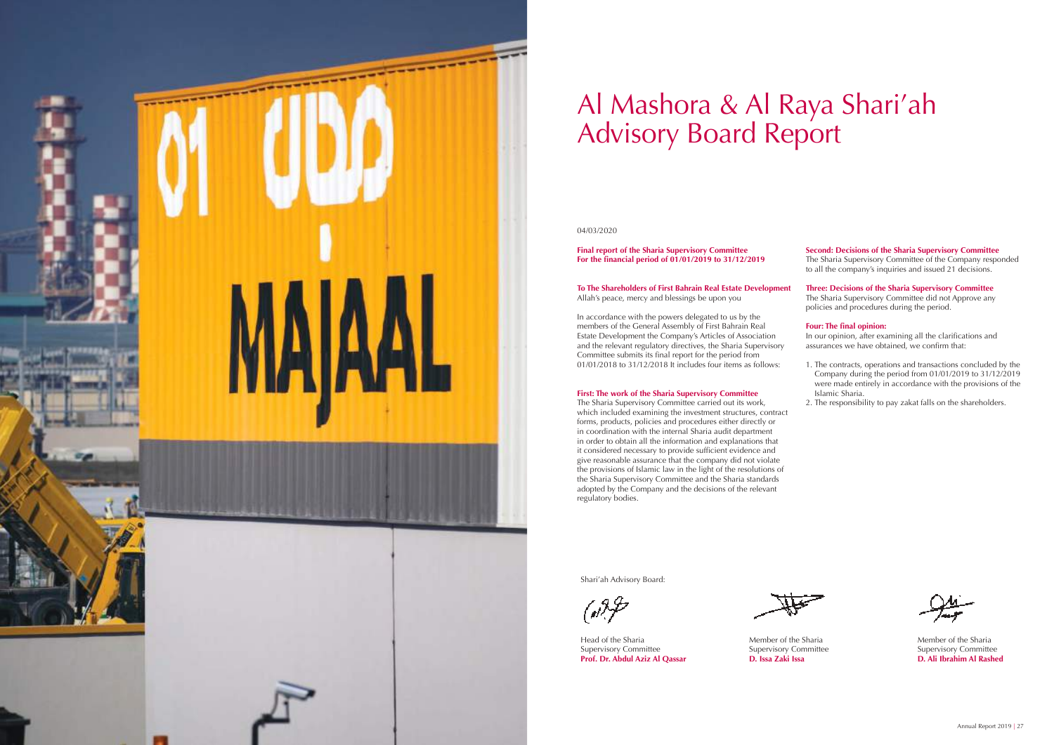# Al Mashora & Al Raya Shari'ah Advisory Board Report

04/03/2020

**Final report of the Sharia Supervisory Committee**
**For the financial period of 01/01/2019 to 31/12/2019**

**To The Shareholders of First Bahrain Real Estate Development**
Allah's peace, mercy and blessings be upon you

In accordance with the powers delegated to us by the members of the General Assembly of First Bahrain Real Estate Development the Company's Articles of Association and the relevant regulatory directives, the Sharia Supervisory Committee submits its final report for the period from 01/01/2018 to 31/12/2018 It includes four items as follows:

**First: The work of the Sharia Supervisory Committee**
The Sharia Supervisory Committee carried out its work, which included examining the investment structures, contract forms, products, policies and procedures either directly or in coordination with the internal Sharia audit department in order to obtain all the information and explanations that it considered necessary to provide sufficient evidence and give reasonable assurance that the company did not violate the provisions of Islamic law in the light of the resolutions of the Sharia Supervisory Committee and the Sharia standards adopted by the Company and the decisions of the relevant regulatory bodies.

**Second: Decisions of the Sharia Supervisory Committee**
The Sharia Supervisory Committee of the Company responded to all the company's inquiries and issued 21 decisions.

**Three: Decisions of the Sharia Supervisory Committee**
The Sharia Supervisory Committee did not Approve any policies and procedures during the period.

**Four: The final opinion:**
In our opinion, after examining all the clarifications and assurances we have obtained, we confirm that:

1. The contracts, operations and transactions concluded by the Company during the period from 01/01/2019 to 31/12/2019 were made entirely in accordance with the provisions of the Islamic Sharia.
2. The responsibility to pay zakat falls on the shareholders.

Shari'ah Advisory Board:

| Head of the Sharia Supervisory Committee | Member of the Sharia Supervisory Committee | Member of the Sharia Supervisory Committee |
|---|---|---|
| **Prof. Dr. Abdul Aziz Al Qassar** | **D. Issa Zaki Issa** | **D. Ali Ibrahim Al Rashed** |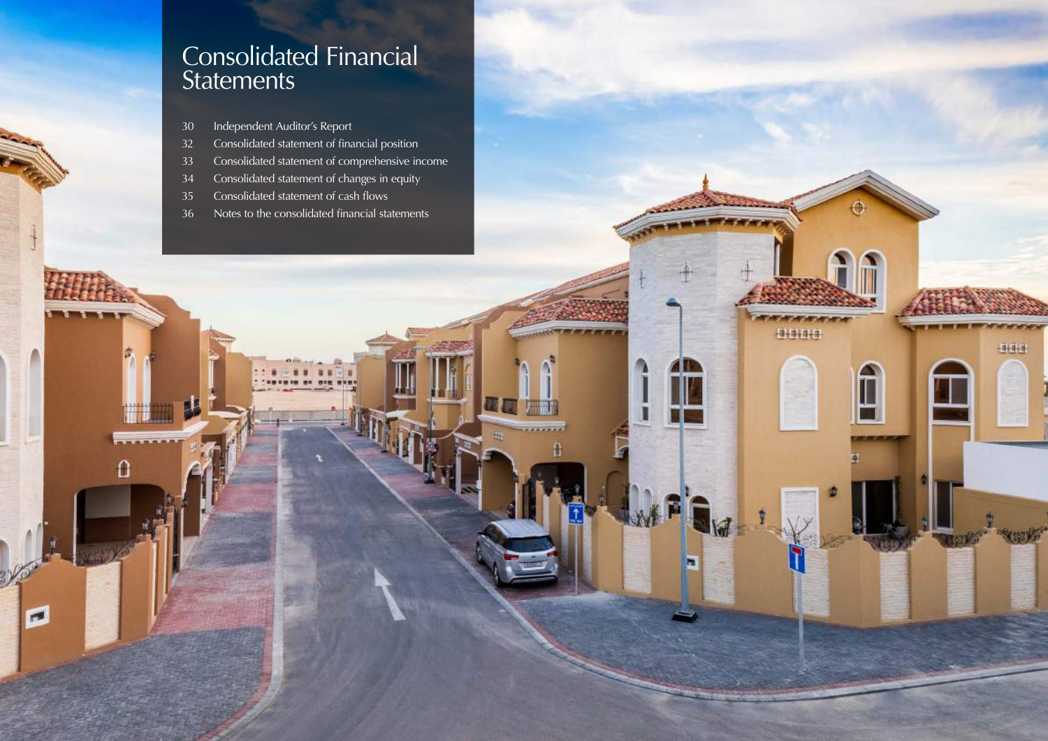# Consolidated Financial Statements

| | |
|---|---|
| 30 | Independent Auditor's Report |
| 32 | Consolidated statement of financial position |
| 33 | Consolidated statement of comprehensive income |
| 34 | Consolidated statement of changes in equity |
| 35 | Consolidated statement of cash flows |
| 36 | Notes to the consolidated financial statements |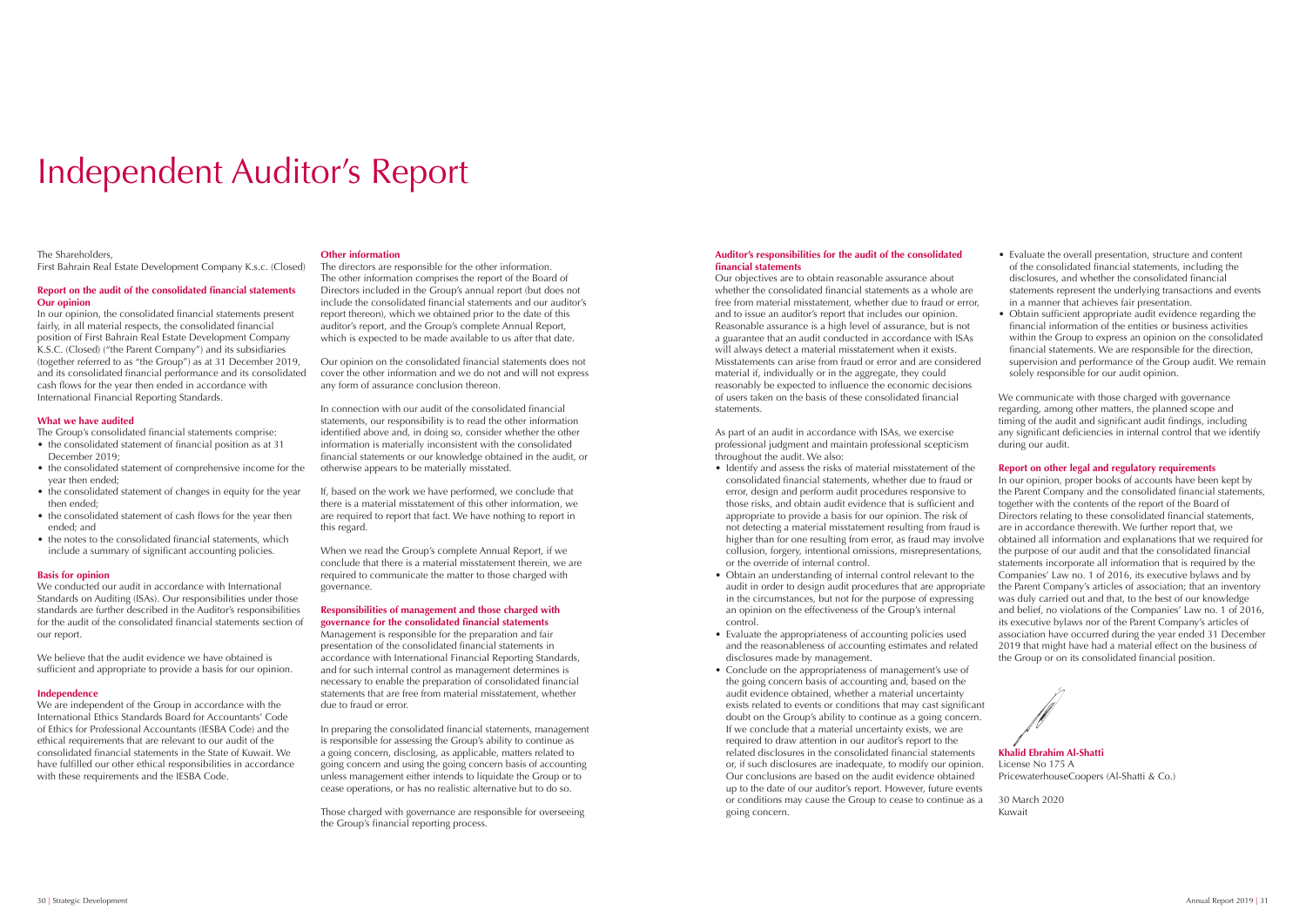# Independent Auditor's Report

The Shareholders,
First Bahrain Real Estate Development Company K.s.c. (Closed)

### Report on the audit of the consolidated financial statements

**Our opinion**

In our opinion, the consolidated financial statements present fairly, in all material respects, the consolidated financial position of First Bahrain Real Estate Development Company K.S.C. (Closed) ("the Parent Company") and its subsidiaries (together referred to as "the Group") as at 31 December 2019, and its consolidated financial performance and its consolidated cash flows for the year then ended in accordance with International Financial Reporting Standards.

**What we have audited**

The Group's consolidated financial statements comprise:

- the consolidated statement of financial position as at 31 December 2019;
- the consolidated statement of comprehensive income for the year then ended;
- the consolidated statement of changes in equity for the year then ended;
- the consolidated statement of cash flows for the year then ended; and
- the notes to the consolidated financial statements, which include a summary of significant accounting policies.

**Basis for opinion**

We conducted our audit in accordance with International Standards on Auditing (ISAs). Our responsibilities under those standards are further described in the Auditor's responsibilities for the audit of the consolidated financial statements section of our report.

We believe that the audit evidence we have obtained is sufficient and appropriate to provide a basis for our opinion.

**Independence**

We are independent of the Group in accordance with the International Ethics Standards Board for Accountants' Code of Ethics for Professional Accountants (IESBA Code) and the ethical requirements that are relevant to our audit of the consolidated financial statements in the State of Kuwait. We have fulfilled our other ethical responsibilities in accordance with these requirements and the IESBA Code.

**Other information**

The directors are responsible for the other information. The other information comprises the report of the Board of Directors included in the Group's annual report (but does not include the consolidated financial statements and our auditor's report thereon), which we obtained prior to the date of this auditor's report, and the Group's complete Annual Report, which is expected to be made available to us after that date.

Our opinion on the consolidated financial statements does not cover the other information and we do not and will not express any form of assurance conclusion thereon.

In connection with our audit of the consolidated financial statements, our responsibility is to read the other information identified above and, in doing so, consider whether the other information is materially inconsistent with the consolidated financial statements or our knowledge obtained in the audit, or otherwise appears to be materially misstated.

If, based on the work we have performed, we conclude that there is a material misstatement of this other information, we are required to report that fact. We have nothing to report in this regard.

When we read the Group's complete Annual Report, if we conclude that there is a material misstatement therein, we are required to communicate the matter to those charged with governance.

**Responsibilities of management and those charged with governance for the consolidated financial statements**

Management is responsible for the preparation and fair presentation of the consolidated financial statements in accordance with International Financial Reporting Standards, and for such internal control as management determines is necessary to enable the preparation of consolidated financial statements that are free from material misstatement, whether due to fraud or error.

In preparing the consolidated financial statements, management is responsible for assessing the Group's ability to continue as a going concern, disclosing, as applicable, matters related to going concern and using the going concern basis of accounting unless management either intends to liquidate the Group or to cease operations, or has no realistic alternative but to do so.

Those charged with governance are responsible for overseeing the Group's financial reporting process.

**Auditor's responsibilities for the audit of the consolidated financial statements**

Our objectives are to obtain reasonable assurance about whether the consolidated financial statements as a whole are free from material misstatement, whether due to fraud or error, and to issue an auditor's report that includes our opinion. Reasonable assurance is a high level of assurance, but is not a guarantee that an audit conducted in accordance with ISAs will always detect a material misstatement when it exists. Misstatements can arise from fraud or error and are considered material if, individually or in the aggregate, they could reasonably be expected to influence the economic decisions of users taken on the basis of these consolidated financial statements.

As part of an audit in accordance with ISAs, we exercise professional judgment and maintain professional scepticism throughout the audit. We also:

- Identify and assess the risks of material misstatement of the consolidated financial statements, whether due to fraud or error, design and perform audit procedures responsive to those risks, and obtain audit evidence that is sufficient and appropriate to provide a basis for our opinion. The risk of not detecting a material misstatement resulting from fraud is higher than for one resulting from error, as fraud may involve collusion, forgery, intentional omissions, misrepresentations, or the override of internal control.
- Obtain an understanding of internal control relevant to the audit in order to design audit procedures that are appropriate in the circumstances, but not for the purpose of expressing an opinion on the effectiveness of the Group's internal control.
- Evaluate the appropriateness of accounting policies used and the reasonableness of accounting estimates and related disclosures made by management.
- Conclude on the appropriateness of management's use of the going concern basis of accounting and, based on the audit evidence obtained, whether a material uncertainty exists related to events or conditions that may cast significant doubt on the Group's ability to continue as a going concern. If we conclude that a material uncertainty exists, we are required to draw attention in our auditor's report to the related disclosures in the consolidated financial statements or, if such disclosures are inadequate, to modify our opinion. Our conclusions are based on the audit evidence obtained up to the date of our auditor's report. However, future events or conditions may cause the Group to cease to continue as a going concern.
- Evaluate the overall presentation, structure and content of the consolidated financial statements, including the disclosures, and whether the consolidated financial statements represent the underlying transactions and events in a manner that achieves fair presentation.
- Obtain sufficient appropriate audit evidence regarding the financial information of the entities or business activities within the Group to express an opinion on the consolidated financial statements. We are responsible for the direction, supervision and performance of the Group audit. We remain solely responsible for our audit opinion.

We communicate with those charged with governance regarding, among other matters, the planned scope and timing of the audit and significant audit findings, including any significant deficiencies in internal control that we identify during our audit.

### Report on other legal and regulatory requirements

In our opinion, proper books of accounts have been kept by the Parent Company and the consolidated financial statements, together with the contents of the report of the Board of Directors relating to these consolidated financial statements, are in accordance therewith. We further report that, we obtained all information and explanations that we required for the purpose of our audit and that the consolidated financial statements incorporate all information that is required by the Companies' Law no. 1 of 2016, its executive bylaws and by the Parent Company's articles of association; that an inventory was duly carried out and that, to the best of our knowledge and belief, no violations of the Companies' Law no. 1 of 2016, its executive bylaws nor of the Parent Company's articles of association have occurred during the year ended 31 December 2019 that might have had a material effect on the business of the Group or on its consolidated financial position.

**Khalid Ebrahim Al-Shatti**
License No 175 A
PricewaterhouseCoopers (Al-Shatti & Co.)

30 March 2020
Kuwait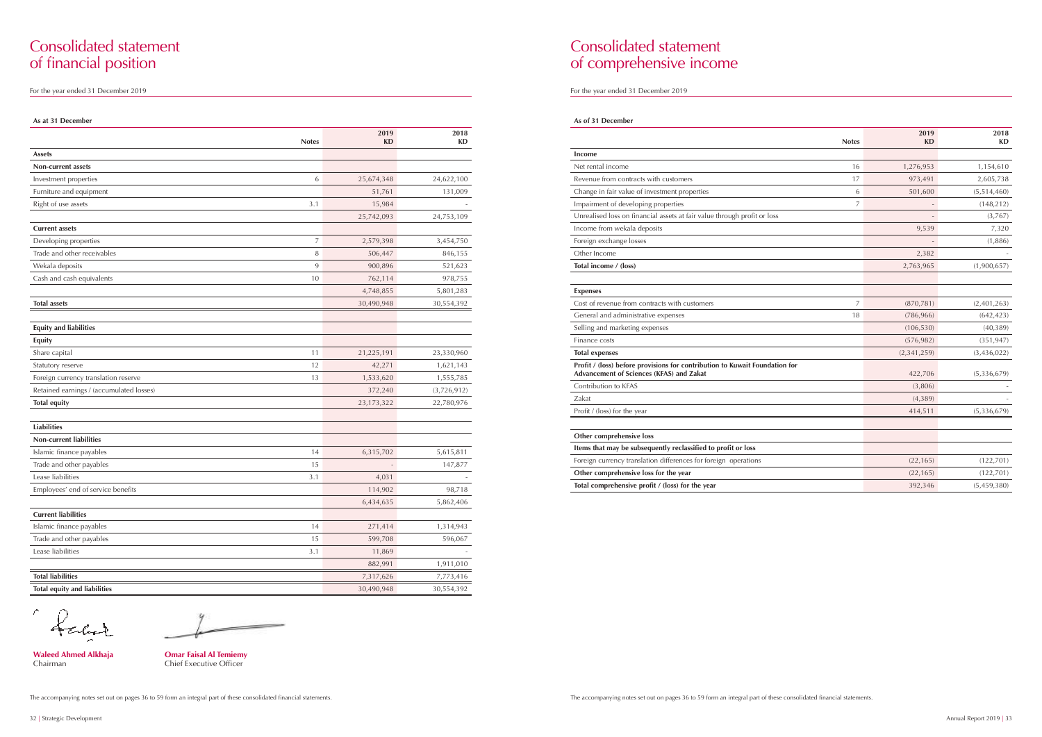# Consolidated statement of financial position

For the year ended 31 December 2019

**As at 31 December**

| | Notes | 2019 KD | 2018 KD |
|---|---|---|---|
| **Assets** | | | |
| **Non-current assets** | | | |
| Investment properties | 6 | 25,674,348 | 24,622,100 |
| Furniture and equipment | | 51,761 | 131,009 |
| Right of use assets | 3.1 | 15,984 | - |
| | | 25,742,093 | 24,753,109 |
| **Current assets** | | | |
| Developing properties | 7 | 2,579,398 | 3,454,750 |
| Trade and other receivables | 8 | 506,447 | 846,155 |
| Wekala deposits | 9 | 900,896 | 521,623 |
| Cash and cash equivalents | 10 | 762,114 | 978,755 |
| | | 4,748,855 | 5,801,283 |
| **Total assets** | | 30,490,948 | 30,554,392 |
| **Equity and liabilities** | | | |
| **Equity** | | | |
| Share capital | 11 | 21,225,191 | 23,330,960 |
| Statutory reserve | 12 | 42,271 | 1,621,143 |
| Foreign currency translation reserve | 13 | 1,533,620 | 1,555,785 |
| Retained earnings / (accumulated losses) | | 372,240 | (3,726,912) |
| **Total equity** | | 23,173,322 | 22,780,976 |
| **Liabilities** | | | |
| **Non-current liabilities** | | | |
| Islamic finance payables | 14 | 6,315,702 | 5,615,811 |
| Trade and other payables | 15 | - | 147,877 |
| Lease liabilities | 3.1 | 4,031 | - |
| Employees' end of service benefits | | 114,902 | 98,718 |
| | | 6,434,635 | 5,862,406 |
| **Current liabilities** | | | |
| Islamic finance payables | 14 | 271,414 | 1,314,943 |
| Trade and other payables | 15 | 599,708 | 596,067 |
| Lease liabilities | 3.1 | 11,869 | - |
| | | 882,991 | 1,911,010 |
| **Total liabilities** | | 7,317,626 | 7,773,416 |
| **Total equity and liabilities** | | 30,490,948 | 30,554,392 |

**Waleed Ahmed Alkhaja**
Chairman

**Omar Faisal Al Temiemy**
Chief Executive Officer

The accompanying notes set out on pages 36 to 59 form an integral part of these consolidated financial statements.

# Consolidated statement of comprehensive income

For the year ended 31 December 2019

**As of 31 December**

| | Notes | 2019 KD | 2018 KD |
|---|---|---|---|
| **Income** | | | |
| Net rental income | 16 | 1,276,953 | 1,154,610 |
| Revenue from contracts with customers | 17 | 973,491 | 2,605,738 |
| Change in fair value of investment properties | 6 | 501,600 | (5,514,460) |
| Impairment of developing properties | 7 | - | (148,212) |
| Unrealised loss on financial assets at fair value through profit or loss | | - | (3,767) |
| Income from wekala deposits | | 9,539 | 7,320 |
| Foreign exchange losses | | - | (1,886) |
| Other Income | | 2,382 | - |
| **Total income / (loss)** | | 2,763,965 | (1,900,657) |
| **Expenses** | | | |
| Cost of revenue from contracts with customers | 7 | (870,781) | (2,401,263) |
| General and administrative expenses | 18 | (786,966) | (642,423) |
| Selling and marketing expenses | | (106,530) | (40,389) |
| Finance costs | | (576,982) | (351,947) |
| **Total expenses** | | (2,341,259) | (3,436,022) |
| **Profit / (loss) before provisions for contribution to Kuwait Foundation for Advancement of Sciences (KFAS) and Zakat** | | 422,706 | (5,336,679) |
| Contribution to KFAS | | (3,806) | - |
| Zakat | | (4,389) | - |
| Profit / (loss) for the year | | 414,511 | (5,336,679) |
| **Other comprehensive loss** | | | |
| **Items that may be subsequently reclassified to profit or loss** | | | |
| Foreign currency translation differences for foreign operations | | (22,165) | (122,701) |
| **Other comprehensive loss for the year** | | (22,165) | (122,701) |
| **Total comprehensive profit / (loss) for the year** | | 392,346 | (5,459,380) |

The accompanying notes set out on pages 36 to 59 form an integral part of these consolidated financial statements.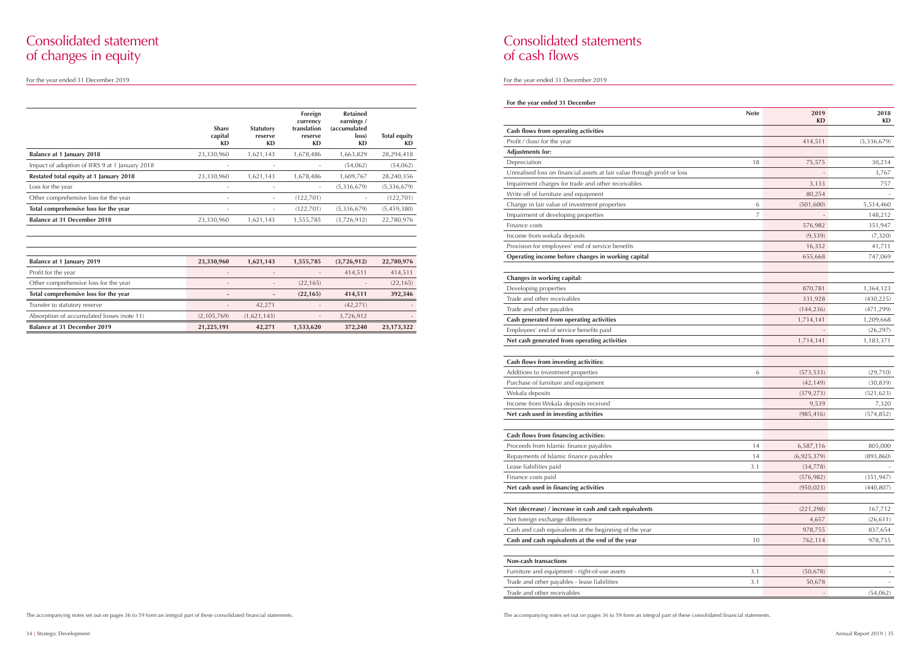# Consolidated statement of changes in equity

For the year ended 31 December 2019

| | Share capital KD | Statutory reserve KD | Foreign currency translation reserve KD | Retained earnings / (accumulated loss) KD | Total equity KD |
|---|---|---|---|---|---|
| **Balance at 1 January 2018** | 23,330,960 | 1,621,143 | 1,678,486 | 1,663,829 | 28,294,418 |
| Impact of adoption of IFRS 9 at 1 January 2018 | - | - | - | (54,062) | (54,062) |
| **Restated total equity at 1 January 2018** | 23,330,960 | 1,621,143 | 1,678,486 | 1,609,767 | 28,240,356 |
| Loss for the year | - | - | - | (5,336,679) | (5,336,679) |
| Other comprehensive loss for the year | - | - | (122,701) | - | (122,701) |
| **Total comprehensive loss for the year** | - | - | (122,701) | (5,336,679) | (5,459,380) |
| **Balance at 31 December 2018** | 23,330,960 | 1,621,143 | 1,555,785 | (3,726,912) | 22,780,976 |

| | Share capital KD | Statutory reserve KD | Foreign currency translation reserve KD | Retained earnings / (accumulated loss) KD | Total equity KD |
|---|---|---|---|---|---|
| **Balance at 1 January 2019** | **23,330,960** | **1,621,143** | **1,555,785** | **(3,726,912)** | **22,780,976** |
| Profit for the year | - | - | - | 414,511 | 414,511 |
| Other comprehensive loss for the year | - | - | (22,165) | - | (22,165) |
| **Total comprehensive loss for the year** | **-** | **-** | **(22,165)** | **414,511** | **392,346** |
| Transfer to statutory reserve | - | 42,271 | - | (42,271) | - |
| Absorption of accumulated losses (note 11) | (2,105,769) | (1,621,143) | - | 3,726,912 | - |
| **Balance at 31 December 2019** | **21,225,191** | **42,271** | **1,533,620** | **372,240** | **23,173,322** |

The accompanying notes set out on pages 36 to 59 form an integral part of these consolidated financial statements.

# Consolidated statements of cash flows

For the year ended 31 December 2019

**For the year ended 31 December**

| | Note | 2019 KD | 2018 KD |
|---|---|---|---|
| **Cash flows from operating activities** | | | |
| Profit / (loss) for the year | | 414,511 | (5,336,679) |
| **Adjustments for:** | | | |
| Depreciation | 18 | 75,575 | 30,214 |
| Unrealised loss on financial assets at fair value through profit or loss | | - | 3,767 |
| Impairment charges for trade and other receivables | | 3,133 | 757 |
| Write off of furniture and equipment | | 80,254 | - |
| Change in fair value of investment properties | 6 | (501,600) | 5,514,460 |
| Impairment of developing properties | 7 | - | 148,212 |
| Finance costs | | 576,982 | 351,947 |
| Income from wekala deposits | | (9,539) | (7,320) |
| Provision for employees' end of service benefits | | 16,352 | 41,711 |
| **Operating income before changes in working capital** | | 655,668 | 747,069 |
| | | | |
| **Changes in working capital:** | | | |
| Developing properties | | 870,781 | 1,364,123 |
| Trade and other receivables | | 331,928 | (430,225) |
| Trade and other payables | | (144,236) | (471,299) |
| **Cash generated from operating activities** | | 1,714,141 | 1,209,668 |
| Employees' end of service benefits paid | | - | (26,297) |
| **Net cash generated from operating activities** | | 1,714,141 | 1,183,371 |
| | | | |
| **Cash flows from investing activities:** | | | |
| Additions to investment properties | 6 | (573,533) | (29,710) |
| Purchase of furniture and equipment | | (42,149) | (30,839) |
| Wekala deposits | | (379,273) | (521,623) |
| Income from Wekala deposits received | | 9,539 | 7,320 |
| **Net cash used in investing activities** | | (985,416) | (574,852) |
| | | | |
| **Cash flows from financing activities:** | | | |
| Proceeds from Islamic finance payables | 14 | 6,587,116 | 805,000 |
| Repayments of Islamic finance payables | 14 | (6,925,379) | (893,860) |
| Lease liabilities paid | 3.1 | (34,778) | - |
| Finance costs paid | | (576,982) | (351,947) |
| **Net cash used in financing activities** | | (950,023) | (440,807) |
| | | | |
| **Net (decrease) / increase in cash and cash equivalents** | | (221,298) | 167,712 |
| Net foreign exchange difference | | 4,657 | (26,611) |
| Cash and cash equivalents at the beginning of the year | | 978,755 | 837,654 |
| **Cash and cash equivalents at the end of the year** | 10 | 762,114 | 978,755 |
| | | | |
| **Non-cash transactions** | | | |
| Furniture and equipment - right-of-use assets | 3.1 | (50,678) | - |
| Trade and other payables - lease liabilities | 3.1 | 50,678 | - |
| Trade and other receivables | | - | (54,062) |

The accompanying notes set out on pages 36 to 59 form an integral part of these consolidated financial statements.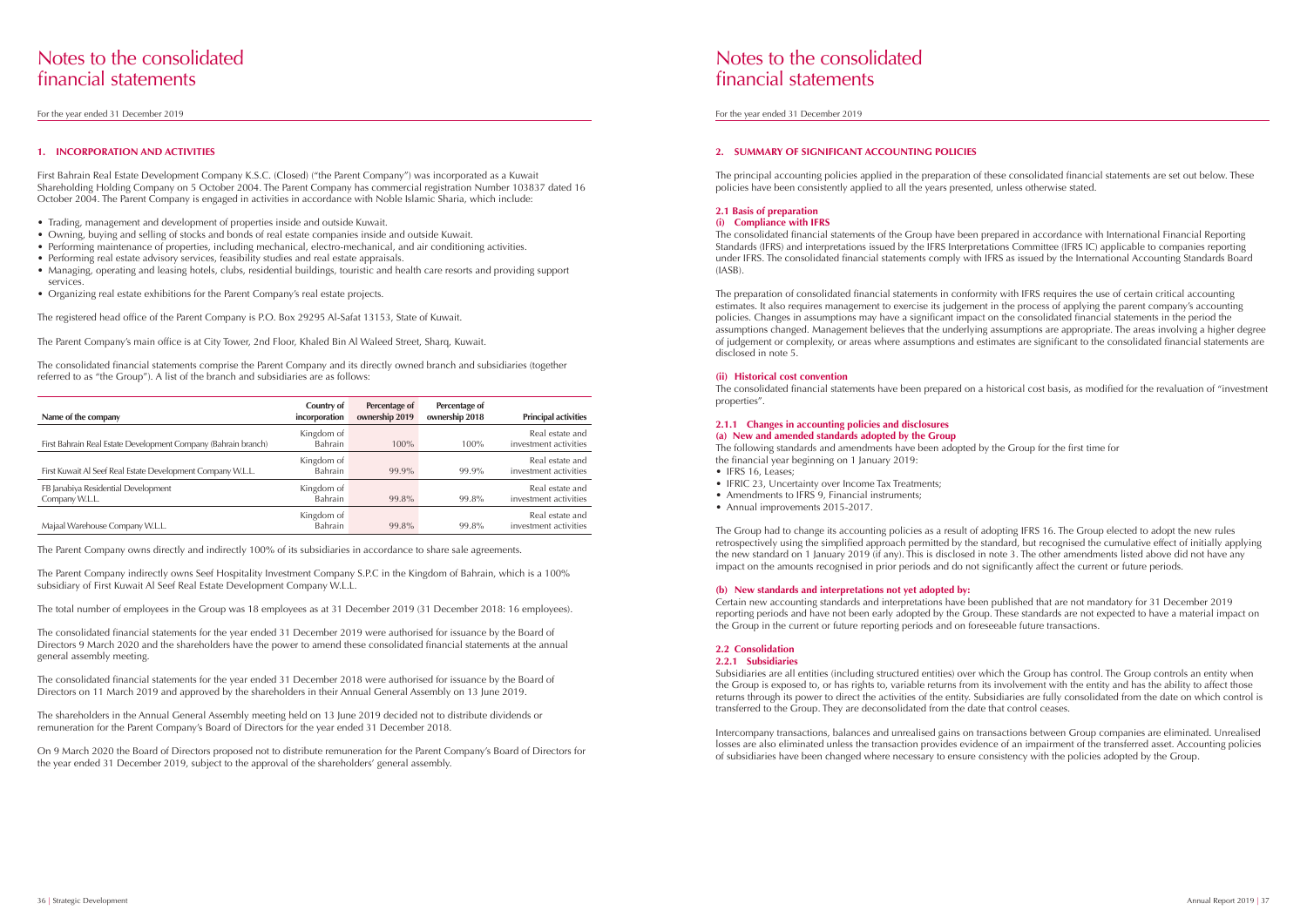# Notes to the consolidated financial statements

For the year ended 31 December 2019

## 1. INCORPORATION AND ACTIVITIES

First Bahrain Real Estate Development Company K.S.C. (Closed) ("the Parent Company") was incorporated as a Kuwait Shareholding Holding Company on 5 October 2004. The Parent Company has commercial registration Number 103837 dated 16 October 2004. The Parent Company is engaged in activities in accordance with Noble Islamic Sharia, which include:

- Trading, management and development of properties inside and outside Kuwait.
- Owning, buying and selling of stocks and bonds of real estate companies inside and outside Kuwait.
- Performing maintenance of properties, including mechanical, electro-mechanical, and air conditioning activities.
- Performing real estate advisory services, feasibility studies and real estate appraisals.
- Managing, operating and leasing hotels, clubs, residential buildings, touristic and health care resorts and providing support services.
- Organizing real estate exhibitions for the Parent Company's real estate projects.

The registered head office of the Parent Company is P.O. Box 29295 Al-Safat 13153, State of Kuwait.

The Parent Company's main office is at City Tower, 2nd Floor, Khaled Bin Al Waleed Street, Sharq, Kuwait.

The consolidated financial statements comprise the Parent Company and its directly owned branch and subsidiaries (together referred to as "the Group"). A list of the branch and subsidiaries are as follows:

| Name of the company | Country of incorporation | Percentage of ownership 2019 | Percentage of ownership 2018 | Principal activities |
|---|---|---|---|---|
| First Bahrain Real Estate Development Company (Bahrain branch) | Kingdom of Bahrain | 100% | 100% | Real estate and investment activities |
| First Kuwait Al Seef Real Estate Development Company W.L.L. | Kingdom of Bahrain | 99.9% | 99.9% | Real estate and investment activities |
| FB Janabiya Residential Development Company W.L.L. | Kingdom of Bahrain | 99.8% | 99.8% | Real estate and investment activities |
| Majaal Warehouse Company W.L.L. | Kingdom of Bahrain | 99.8% | 99.8% | Real estate and investment activities |

The Parent Company owns directly and indirectly 100% of its subsidiaries in accordance to share sale agreements.

The Parent Company indirectly owns Seef Hospitality Investment Company S.P.C in the Kingdom of Bahrain, which is a 100% subsidiary of First Kuwait Al Seef Real Estate Development Company W.L.L.

The total number of employees in the Group was 18 employees as at 31 December 2019 (31 December 2018: 16 employees).

The consolidated financial statements for the year ended 31 December 2019 were authorised for issuance by the Board of Directors 9 March 2020 and the shareholders have the power to amend these consolidated financial statements at the annual general assembly meeting.

The consolidated financial statements for the year ended 31 December 2018 were authorised for issuance by the Board of Directors on 11 March 2019 and approved by the shareholders in their Annual General Assembly on 13 June 2019.

The shareholders in the Annual General Assembly meeting held on 13 June 2019 decided not to distribute dividends or remuneration for the Parent Company's Board of Directors for the year ended 31 December 2018.

On 9 March 2020 the Board of Directors proposed not to distribute remuneration for the Parent Company's Board of Directors for the year ended 31 December 2019, subject to the approval of the shareholders' general assembly.

## 2. SUMMARY OF SIGNIFICANT ACCOUNTING POLICIES

The principal accounting policies applied in the preparation of these consolidated financial statements are set out below. These policies have been consistently applied to all the years presented, unless otherwise stated.

### 2.1 Basis of preparation

**(i) Compliance with IFRS**

The consolidated financial statements of the Group have been prepared in accordance with International Financial Reporting Standards (IFRS) and interpretations issued by the IFRS Interpretations Committee (IFRS IC) applicable to companies reporting under IFRS. The consolidated financial statements comply with IFRS as issued by the International Accounting Standards Board (IASB).

The preparation of consolidated financial statements in conformity with IFRS requires the use of certain critical accounting estimates. It also requires management to exercise its judgement in the process of applying the parent company's accounting policies. Changes in assumptions may have a significant impact on the consolidated financial statements in the period the assumptions changed. Management believes that the underlying assumptions are appropriate. The areas involving a higher degree of judgement or complexity, or areas where assumptions and estimates are significant to the consolidated financial statements are disclosed in note 5.

**(ii) Historical cost convention**

The consolidated financial statements have been prepared on a historical cost basis, as modified for the revaluation of "investment properties".

#### 2.1.1 Changes in accounting policies and disclosures

**(a) New and amended standards adopted by the Group**

The following standards and amendments have been adopted by the Group for the first time for the financial year beginning on 1 January 2019:

- IFRS 16, Leases;
- IFRIC 23, Uncertainty over Income Tax Treatments;
- Amendments to IFRS 9, Financial instruments;
- Annual improvements 2015-2017.

The Group had to change its accounting policies as a result of adopting IFRS 16. The Group elected to adopt the new rules retrospectively using the simplified approach permitted by the standard, but recognised the cumulative effect of initially applying the new standard on 1 January 2019 (if any). This is disclosed in note 3. The other amendments listed above did not have any impact on the amounts recognised in prior periods and do not significantly affect the current or future periods.

**(b) New standards and interpretations not yet adopted by:**

Certain new accounting standards and interpretations have been published that are not mandatory for 31 December 2019 reporting periods and have not been early adopted by the Group. These standards are not expected to have a material impact on the Group in the current or future reporting periods and on foreseeable future transactions.

### 2.2 Consolidation

#### 2.2.1 Subsidiaries

Subsidiaries are all entities (including structured entities) over which the Group has control. The Group controls an entity when the Group is exposed to, or has rights to, variable returns from its involvement with the entity and has the ability to affect those returns through its power to direct the activities of the entity. Subsidiaries are fully consolidated from the date on which control is transferred to the Group. They are deconsolidated from the date that control ceases.

Intercompany transactions, balances and unrealised gains on transactions between Group companies are eliminated. Unrealised losses are also eliminated unless the transaction provides evidence of an impairment of the transferred asset. Accounting policies of subsidiaries have been changed where necessary to ensure consistency with the policies adopted by the Group.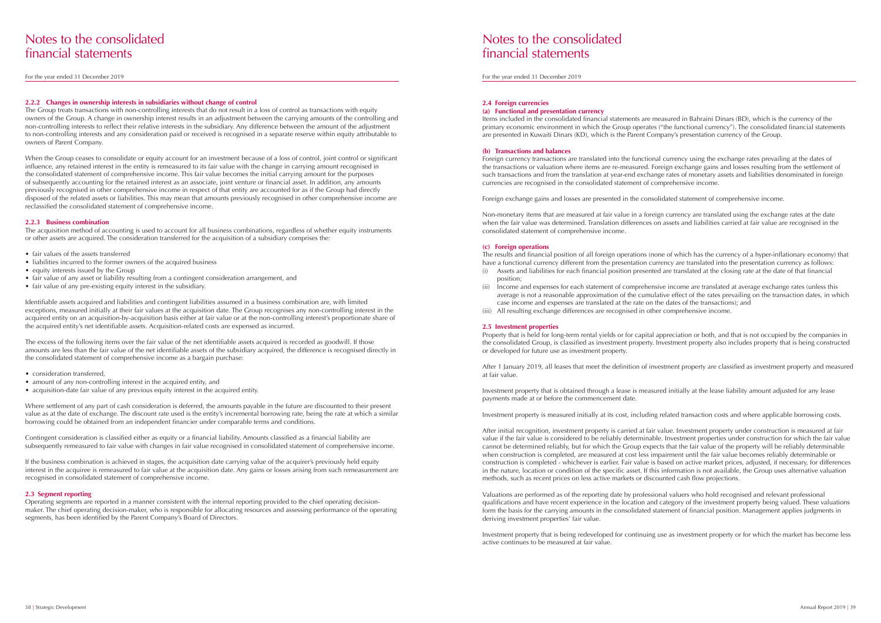#### 2.2.2 Changes in ownership interests in subsidiaries without change of control

The Group treats transactions with non-controlling interests that do not result in a loss of control as transactions with equity owners of the Group. A change in ownership interest results in an adjustment between the carrying amounts of the controlling and non-controlling interests to reflect their relative interests in the subsidiary. Any difference between the amount of the adjustment to non-controlling interests and any consideration paid or received is recognised in a separate reserve within equity attributable to owners of Parent Company.

When the Group ceases to consolidate or equity account for an investment because of a loss of control, joint control or significant influence, any retained interest in the entity is remeasured to its fair value with the change in carrying amount recognised in the consolidated statement of comprehensive income. This fair value becomes the initial carrying amount for the purposes of subsequently accounting for the retained interest as an associate, joint venture or financial asset. In addition, any amounts previously recognised in other comprehensive income in respect of that entity are accounted for as if the Group had directly disposed of the related assets or liabilities. This may mean that amounts previously recognised in other comprehensive income are reclassified the consolidated statement of comprehensive income.

#### 2.2.3 Business combination

The acquisition method of accounting is used to account for all business combinations, regardless of whether equity instruments or other assets are acquired. The consideration transferred for the acquisition of a subsidiary comprises the:

- fair values of the assets transferred
- liabilities incurred to the former owners of the acquired business
- equity interests issued by the Group
- fair value of any asset or liability resulting from a contingent consideration arrangement, and
- fair value of any pre-existing equity interest in the subsidiary.

Identifiable assets acquired and liabilities and contingent liabilities assumed in a business combination are, with limited exceptions, measured initially at their fair values at the acquisition date. The Group recognises any non-controlling interest in the acquired entity on an acquisition-by-acquisition basis either at fair value or at the non-controlling interest's proportionate share of the acquired entity's net identifiable assets. Acquisition-related costs are expensed as incurred.

The excess of the following items over the fair value of the net identifiable assets acquired is recorded as goodwill. If those amounts are less than the fair value of the net identifiable assets of the subsidiary acquired, the difference is recognised directly in the consolidated statement of comprehensive income as a bargain purchase:

- consideration transferred,
- amount of any non-controlling interest in the acquired entity, and
- acquisition-date fair value of any previous equity interest in the acquired entity.

Where settlement of any part of cash consideration is deferred, the amounts payable in the future are discounted to their present value as at the date of exchange. The discount rate used is the entity's incremental borrowing rate, being the rate at which a similar borrowing could be obtained from an independent financier under comparable terms and conditions.

Contingent consideration is classified either as equity or a financial liability. Amounts classified as a financial liability are subsequently remeasured to fair value with changes in fair value recognised in consolidated statement of comprehensive income.

If the business combination is achieved in stages, the acquisition date carrying value of the acquirer's previously held equity interest in the acquiree is remeasured to fair value at the acquisition date. Any gains or losses arising from such remeasurement are recognised in consolidated statement of comprehensive income.

### 2.3 Segment reporting

Operating segments are reported in a manner consistent with the internal reporting provided to the chief operating decision-maker. The chief operating decision-maker, who is responsible for allocating resources and assessing performance of the operating segments, has been identified by the Parent Company's Board of Directors.

### 2.4 Foreign currencies

#### (a) Functional and presentation currency

Items included in the consolidated financial statements are measured in Bahraini Dinars (BD), which is the currency of the primary economic environment in which the Group operates ("the functional currency"). The consolidated financial statements are presented in Kuwaiti Dinars (KD), which is the Parent Company's presentation currency of the Group.

#### (b) Transactions and balances

Foreign currency transactions are translated into the functional currency using the exchange rates prevailing at the dates of the transactions or valuation where items are re-measured. Foreign exchange gains and losses resulting from the settlement of such transactions and from the translation at year-end exchange rates of monetary assets and liabilities denominated in foreign currencies are recognised in the consolidated statement of comprehensive income.

Foreign exchange gains and losses are presented in the consolidated statement of comprehensive income.

Non-monetary items that are measured at fair value in a foreign currency are translated using the exchange rates at the date when the fair value was determined. Translation differences on assets and liabilities carried at fair value are recognised in the consolidated statement of comprehensive income.

#### (c) Foreign operations

The results and financial position of all foreign operations (none of which has the currency of a hyper-inflationary economy) that have a functional currency different from the presentation currency are translated into the presentation currency as follows:

(i) Assets and liabilities for each financial position presented are translated at the closing rate at the date of that financial position;

(ii) Income and expenses for each statement of comprehensive income are translated at average exchange rates (unless this average is not a reasonable approximation of the cumulative effect of the rates prevailing on the transaction dates, in which case income and expenses are translated at the rate on the dates of the transactions); and

(iii) All resulting exchange differences are recognised in other comprehensive income.

### 2.5 Investment properties

Property that is held for long-term rental yields or for capital appreciation or both, and that is not occupied by the companies in the consolidated Group, is classified as investment property. Investment property also includes property that is being constructed or developed for future use as investment property.

After 1 January 2019, all leases that meet the definition of investment property are classified as investment property and measured at fair value.

Investment property that is obtained through a lease is measured initially at the lease liability amount adjusted for any lease payments made at or before the commencement date.

Investment property is measured initially at its cost, including related transaction costs and where applicable borrowing costs.

After initial recognition, investment property is carried at fair value. Investment property under construction is measured at fair value if the fair value is considered to be reliably determinable. Investment properties under construction for which the fair value cannot be determined reliably, but for which the Group expects that the fair value of the property will be reliably determinable when construction is completed, are measured at cost less impairment until the fair value becomes reliably determinable or construction is completed - whichever is earlier. Fair value is based on active market prices, adjusted, if necessary, for differences in the nature, location or condition of the specific asset. If this information is not available, the Group uses alternative valuation methods, such as recent prices on less active markets or discounted cash flow projections.

Valuations are performed as of the reporting date by professional valuers who hold recognised and relevant professional qualifications and have recent experience in the location and category of the investment property being valued. These valuations form the basis for the carrying amounts in the consolidated statement of financial position. Management applies judgments in deriving investment properties' fair value.

Investment property that is being redeveloped for continuing use as investment property or for which the market has become less active continues to be measured at fair value.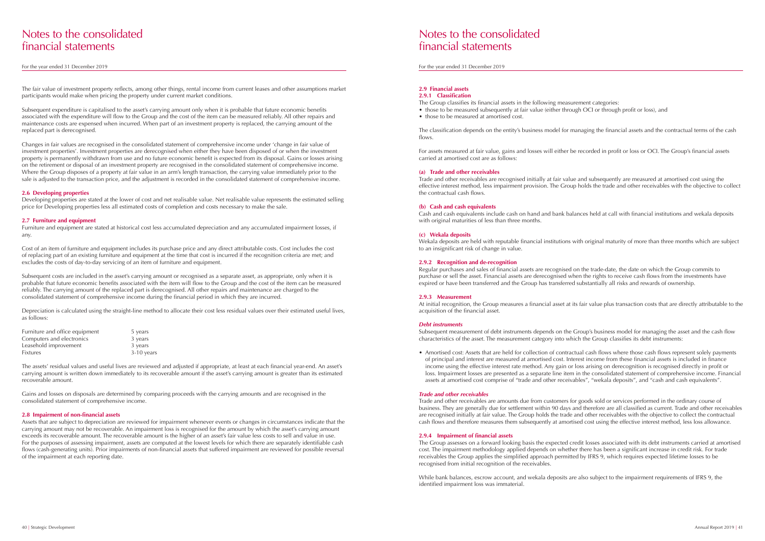The fair value of investment property reflects, among other things, rental income from current leases and other assumptions market participants would make when pricing the property under current market conditions.

Subsequent expenditure is capitalised to the asset's carrying amount only when it is probable that future economic benefits associated with the expenditure will flow to the Group and the cost of the item can be measured reliably. All other repairs and maintenance costs are expensed when incurred. When part of an investment property is replaced, the carrying amount of the replaced part is derecognised.

Changes in fair values are recognised in the consolidated statement of comprehensive income under 'change in fair value of investment properties'. Investment properties are derecognised when either they have been disposed of or when the investment property is permanently withdrawn from use and no future economic benefit is expected from its disposal. Gains or losses arising on the retirement or disposal of an investment property are recognised in the consolidated statement of comprehensive income. Where the Group disposes of a property at fair value in an arm's length transaction, the carrying value immediately prior to the sale is adjusted to the transaction price, and the adjustment is recorded in the consolidated statement of comprehensive income.

### 2.6 Developing properties

Developing properties are stated at the lower of cost and net realisable value. Net realisable value represents the estimated selling price for Developing properties less all estimated costs of completion and costs necessary to make the sale.

### 2.7 Furniture and equipment

Furniture and equipment are stated at historical cost less accumulated depreciation and any accumulated impairment losses, if any.

Cost of an item of furniture and equipment includes its purchase price and any direct attributable costs. Cost includes the cost of replacing part of an existing furniture and equipment at the time that cost is incurred if the recognition criteria are met; and excludes the costs of day-to-day servicing of an item of furniture and equipment.

Subsequent costs are included in the asset's carrying amount or recognised as a separate asset, as appropriate, only when it is probable that future economic benefits associated with the item will flow to the Group and the cost of the item can be measured reliably. The carrying amount of the replaced part is derecognised. All other repairs and maintenance are charged to the consolidated statement of comprehensive income during the financial period in which they are incurred.

Depreciation is calculated using the straight-line method to allocate their cost less residual values over their estimated useful lives, as follows:

| | |
|---|---|
| Furniture and office equipment | 5 years |
| Computers and electronics | 3 years |
| Leasehold improvement | 3 years |
| Fixtures | 3-10 years |

The assets' residual values and useful lives are reviewed and adjusted if appropriate, at least at each financial year-end. An asset's carrying amount is written down immediately to its recoverable amount if the asset's carrying amount is greater than its estimated recoverable amount.

Gains and losses on disposals are determined by comparing proceeds with the carrying amounts and are recognised in the consolidated statement of comprehensive income.

### 2.8 Impairment of non-financial assets

Assets that are subject to depreciation are reviewed for impairment whenever events or changes in circumstances indicate that the carrying amount may not be recoverable. An impairment loss is recognised for the amount by which the asset's carrying amount exceeds its recoverable amount. The recoverable amount is the higher of an asset's fair value less costs to sell and value in use. For the purposes of assessing impairment, assets are computed at the lowest levels for which there are separately identifiable cash flows (cash-generating units). Prior impairments of non-financial assets that suffered impairment are reviewed for possible reversal of the impairment at each reporting date.

### 2.9 Financial assets

#### 2.9.1 Classification

The Group classifies its financial assets in the following measurement categories:

- those to be measured subsequently at fair value (either through OCI or through profit or loss), and
- those to be measured at amortised cost.

The classification depends on the entity's business model for managing the financial assets and the contractual terms of the cash flows.

For assets measured at fair value, gains and losses will either be recorded in profit or loss or OCI. The Group's financial assets carried at amortised cost are as follows:

**(a) Trade and other receivables**

Trade and other receivables are recognised initially at fair value and subsequently are measured at amortised cost using the effective interest method, less impairment provision. The Group holds the trade and other receivables with the objective to collect the contractual cash flows.

**(b) Cash and cash equivalents**

Cash and cash equivalents include cash on hand and bank balances held at call with financial institutions and wekala deposits with original maturities of less than three months.

**(c) Wekala deposits**

Wekala deposits are held with reputable financial institutions with original maturity of more than three months which are subject to an insignificant risk of change in value.

#### 2.9.2 Recognition and de-recognition

Regular purchases and sales of financial assets are recognised on the trade-date, the date on which the Group commits to purchase or sell the asset. Financial assets are derecognised when the rights to receive cash flows from the investments have expired or have been transferred and the Group has transferred substantially all risks and rewards of ownership.

#### 2.9.3 Measurement

At initial recognition, the Group measures a financial asset at its fair value plus transaction costs that are directly attributable to the acquisition of the financial asset.

***Debt instruments***

Subsequent measurement of debt instruments depends on the Group's business model for managing the asset and the cash flow characteristics of the asset. The measurement category into which the Group classifies its debt instruments:

- Amortised cost: Assets that are held for collection of contractual cash flows where those cash flows represent solely payments of principal and interest are measured at amortised cost. Interest income from these financial assets is included in finance income using the effective interest rate method. Any gain or loss arising on derecognition is recognised directly in profit or loss. Impairment losses are presented as a separate line item in the consolidated statement of comprehensive income. Financial assets at amortised cost comprise of "trade and other receivables", "wekala deposits", and "cash and cash equivalents".

***Trade and other receivables***

Trade and other receivables are amounts due from customers for goods sold or services performed in the ordinary course of business. They are generally due for settlement within 90 days and therefore are all classified as current. Trade and other receivables are recognised initially at fair value. The Group holds the trade and other receivables with the objective to collect the contractual cash flows and therefore measures them subsequently at amortised cost using the effective interest method, less loss allowance.

#### 2.9.4 Impairment of financial assets

The Group assesses on a forward looking basis the expected credit losses associated with its debt instruments carried at amortised cost. The impairment methodology applied depends on whether there has been a significant increase in credit risk. For trade receivables the Group applies the simplified approach permitted by IFRS 9, which requires expected lifetime losses to be recognised from initial recognition of the receivables.

While bank balances, escrow account, and wekala deposits are also subject to the impairment requirements of IFRS 9, the identified impairment loss was immaterial.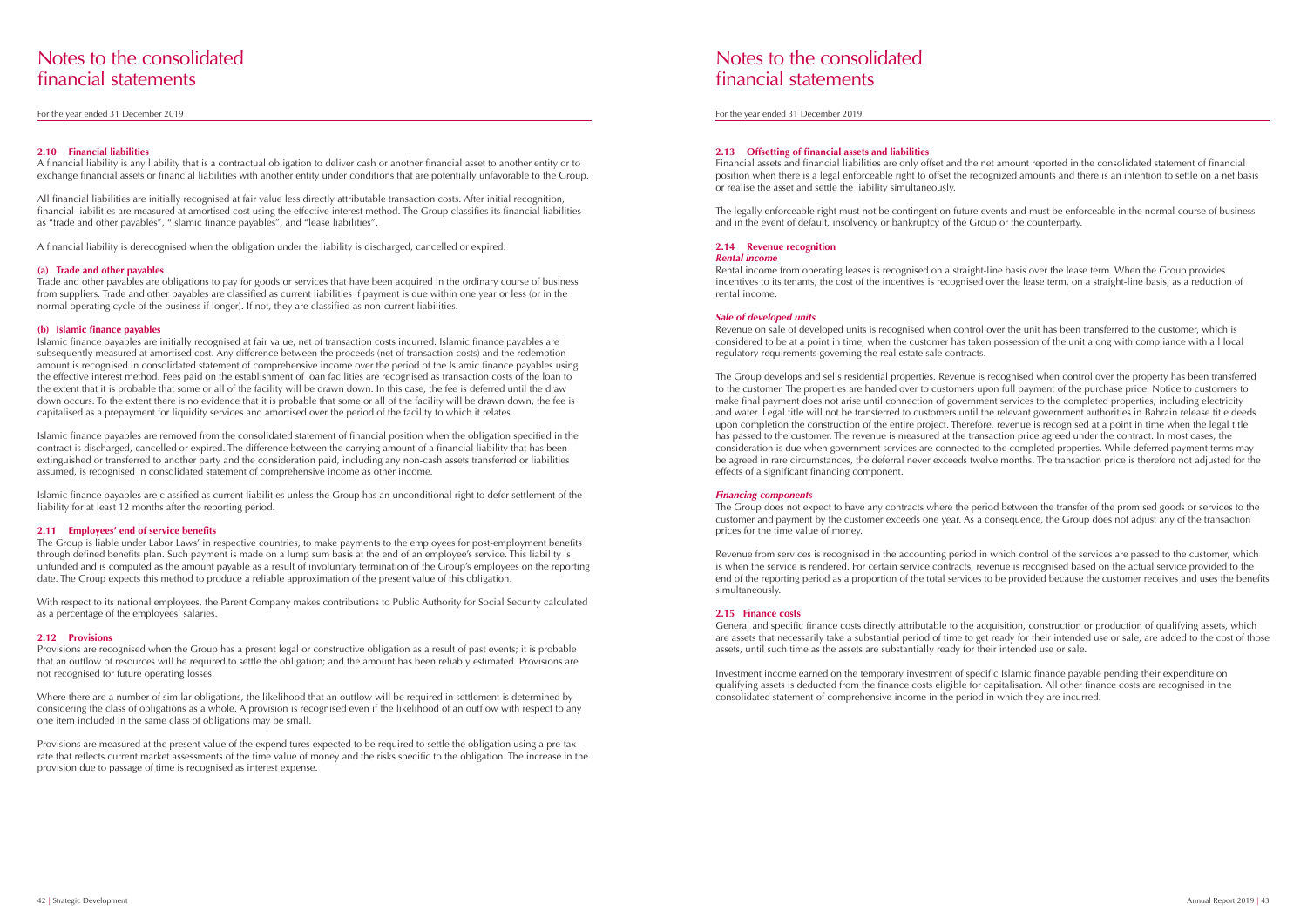# Notes to the consolidated financial statements

For the year ended 31 December 2019

### 2.10 Financial liabilities

A financial liability is any liability that is a contractual obligation to deliver cash or another financial asset to another entity or to exchange financial assets or financial liabilities with another entity under conditions that are potentially unfavorable to the Group.

All financial liabilities are initially recognised at fair value less directly attributable transaction costs. After initial recognition, financial liabilities are measured at amortised cost using the effective interest method. The Group classifies its financial liabilities as "trade and other payables", "Islamic finance payables", and "lease liabilities".

A financial liability is derecognised when the obligation under the liability is discharged, cancelled or expired.

#### (a) Trade and other payables

Trade and other payables are obligations to pay for goods or services that have been acquired in the ordinary course of business from suppliers. Trade and other payables are classified as current liabilities if payment is due within one year or less (or in the normal operating cycle of the business if longer). If not, they are classified as non-current liabilities.

#### (b) Islamic finance payables

Islamic finance payables are initially recognised at fair value, net of transaction costs incurred. Islamic finance payables are subsequently measured at amortised cost. Any difference between the proceeds (net of transaction costs) and the redemption amount is recognised in consolidated statement of comprehensive income over the period of the Islamic finance payables using the effective interest method. Fees paid on the establishment of loan facilities are recognised as transaction costs of the loan to the extent that it is probable that some or all of the facility will be drawn down. In this case, the fee is deferred until the draw down occurs. To the extent there is no evidence that it is probable that some or all of the facility will be drawn down, the fee is capitalised as a prepayment for liquidity services and amortised over the period of the facility to which it relates.

Islamic finance payables are removed from the consolidated statement of financial position when the obligation specified in the contract is discharged, cancelled or expired. The difference between the carrying amount of a financial liability that has been extinguished or transferred to another party and the consideration paid, including any non-cash assets transferred or liabilities assumed, is recognised in consolidated statement of comprehensive income as other income.

Islamic finance payables are classified as current liabilities unless the Group has an unconditional right to defer settlement of the liability for at least 12 months after the reporting period.

### 2.11 Employees' end of service benefits

The Group is liable under Labor Laws' in respective countries, to make payments to the employees for post-employment benefits through defined benefits plan. Such payment is made on a lump sum basis at the end of an employee's service. This liability is unfunded and is computed as the amount payable as a result of involuntary termination of the Group's employees on the reporting date. The Group expects this method to produce a reliable approximation of the present value of this obligation.

With respect to its national employees, the Parent Company makes contributions to Public Authority for Social Security calculated as a percentage of the employees' salaries.

### 2.12 Provisions

Provisions are recognised when the Group has a present legal or constructive obligation as a result of past events; it is probable that an outflow of resources will be required to settle the obligation; and the amount has been reliably estimated. Provisions are not recognised for future operating losses.

Where there are a number of similar obligations, the likelihood that an outflow will be required in settlement is determined by considering the class of obligations as a whole. A provision is recognised even if the likelihood of an outflow with respect to any one item included in the same class of obligations may be small.

Provisions are measured at the present value of the expenditures expected to be required to settle the obligation using a pre-tax rate that reflects current market assessments of the time value of money and the risks specific to the obligation. The increase in the provision due to passage of time is recognised as interest expense.

### 2.13 Offsetting of financial assets and liabilities

Financial assets and financial liabilities are only offset and the net amount reported in the consolidated statement of financial position when there is a legal enforceable right to offset the recognized amounts and there is an intention to settle on a net basis or realise the asset and settle the liability simultaneously.

The legally enforceable right must not be contingent on future events and must be enforceable in the normal course of business and in the event of default, insolvency or bankruptcy of the Group or the counterparty.

### 2.14 Revenue recognition

***Rental income***

Rental income from operating leases is recognised on a straight-line basis over the lease term. When the Group provides incentives to its tenants, the cost of the incentives is recognised over the lease term, on a straight-line basis, as a reduction of rental income.

***Sale of developed units***

Revenue on sale of developed units is recognised when control over the unit has been transferred to the customer, which is considered to be at a point in time, when the customer has taken possession of the unit along with compliance with all local regulatory requirements governing the real estate sale contracts.

The Group develops and sells residential properties. Revenue is recognised when control over the property has been transferred to the customer. The properties are handed over to customers upon full payment of the purchase price. Notice to customers to make final payment does not arise until connection of government services to the completed properties, including electricity and water. Legal title will not be transferred to customers until the relevant government authorities in Bahrain release title deeds upon completion the construction of the entire project. Therefore, revenue is recognised at a point in time when the legal title has passed to the customer. The revenue is measured at the transaction price agreed under the contract. In most cases, the consideration is due when government services are connected to the completed properties. While deferred payment terms may be agreed in rare circumstances, the deferral never exceeds twelve months. The transaction price is therefore not adjusted for the effects of a significant financing component.

***Financing components***

The Group does not expect to have any contracts where the period between the transfer of the promised goods or services to the customer and payment by the customer exceeds one year. As a consequence, the Group does not adjust any of the transaction prices for the time value of money.

Revenue from services is recognised in the accounting period in which control of the services are passed to the customer, which is when the service is rendered. For certain service contracts, revenue is recognised based on the actual service provided to the end of the reporting period as a proportion of the total services to be provided because the customer receives and uses the benefits simultaneously.

### 2.15 Finance costs

General and specific finance costs directly attributable to the acquisition, construction or production of qualifying assets, which are assets that necessarily take a substantial period of time to get ready for their intended use or sale, are added to the cost of those assets, until such time as the assets are substantially ready for their intended use or sale.

Investment income earned on the temporary investment of specific Islamic finance payable pending their expenditure on qualifying assets is deducted from the finance costs eligible for capitalisation. All other finance costs are recognised in the consolidated statement of comprehensive income in the period in which they are incurred.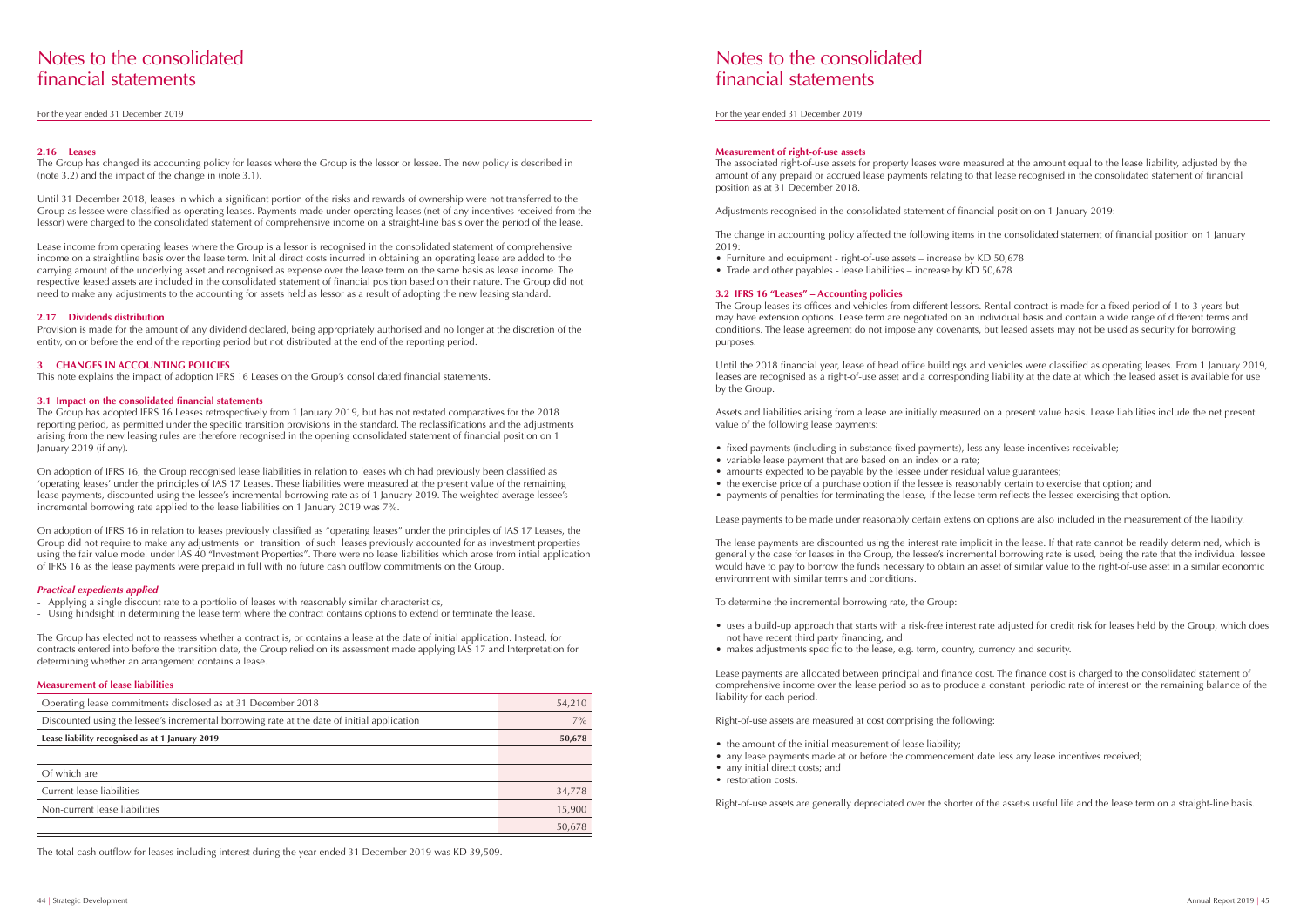# Notes to the consolidated financial statements

For the year ended 31 December 2019

### 2.16 Leases

The Group has changed its accounting policy for leases where the Group is the lessor or lessee. The new policy is described in (note 3.2) and the impact of the change in (note 3.1).

Until 31 December 2018, leases in which a significant portion of the risks and rewards of ownership were not transferred to the Group as lessee were classified as operating leases. Payments made under operating leases (net of any incentives received from the lessor) were charged to the consolidated statement of comprehensive income on a straight-line basis over the period of the lease.

Lease income from operating leases where the Group is a lessor is recognised in the consolidated statement of comprehensive income on a straightline basis over the lease term. Initial direct costs incurred in obtaining an operating lease are added to the carrying amount of the underlying asset and recognised as expense over the lease term on the same basis as lease income. The respective leased assets are included in the consolidated statement of financial position based on their nature. The Group did not need to make any adjustments to the accounting for assets held as lessor as a result of adopting the new leasing standard.

### 2.17 Dividends distribution

Provision is made for the amount of any dividend declared, being appropriately authorised and no longer at the discretion of the entity, on or before the end of the reporting period but not distributed at the end of the reporting period.

## 3 CHANGES IN ACCOUNTING POLICIES

This note explains the impact of adoption IFRS 16 Leases on the Group's consolidated financial statements.

### 3.1 Impact on the consolidated financial statements

The Group has adopted IFRS 16 Leases retrospectively from 1 January 2019, but has not restated comparatives for the 2018 reporting period, as permitted under the specific transition provisions in the standard. The reclassifications and the adjustments arising from the new leasing rules are therefore recognised in the opening consolidated statement of financial position on 1 January 2019 (if any).

On adoption of IFRS 16, the Group recognised lease liabilities in relation to leases which had previously been classified as 'operating leases' under the principles of IAS 17 Leases. These liabilities were measured at the present value of the remaining lease payments, discounted using the lessee's incremental borrowing rate as of 1 January 2019. The weighted average lessee's incremental borrowing rate applied to the lease liabilities on 1 January 2019 was 7%.

On adoption of IFRS 16 in relation to leases previously classified as "operating leases" under the principles of IAS 17 Leases, the Group did not require to make any adjustments on transition of such leases previously accounted for as investment properties using the fair value model under IAS 40 "Investment Properties". There were no lease liabilities which arose from intial application of IFRS 16 as the lease payments were prepaid in full with no future cash outflow commitments on the Group.

#### *Practical expedients applied*

- Applying a single discount rate to a portfolio of leases with reasonably similar characteristics,
- Using hindsight in determining the lease term where the contract contains options to extend or terminate the lease.

The Group has elected not to reassess whether a contract is, or contains a lease at the date of initial application. Instead, for contracts entered into before the transition date, the Group relied on its assessment made applying IAS 17 and Interpretation for determining whether an arrangement contains a lease.

#### Measurement of lease liabilities

| | |
|---|---|
| Operating lease commitments disclosed as at 31 December 2018 | 54,210 |
| Discounted using the lessee's incremental borrowing rate at the date of initial application | 7% |
| **Lease liability recognised as at 1 January 2019** | **50,678** |
| | |
| Of which are | |
| Current lease liabilities | 34,778 |
| Non-current lease liabilities | 15,900 |
| | 50,678 |

The total cash outflow for leases including interest during the year ended 31 December 2019 was KD 39,509.

#### Measurement of right-of-use assets

The associated right-of-use assets for property leases were measured at the amount equal to the lease liability, adjusted by the amount of any prepaid or accrued lease payments relating to that lease recognised in the consolidated statement of financial position as at 31 December 2018.

Adjustments recognised in the consolidated statement of financial position on 1 January 2019:

The change in accounting policy affected the following items in the consolidated statement of financial position on 1 January 2019:

- Furniture and equipment - right-of-use assets – increase by KD 50,678
- Trade and other payables - lease liabilities – increase by KD 50,678

### 3.2 IFRS 16 "Leases" – Accounting policies

The Group leases its offices and vehicles from different lessors. Rental contract is made for a fixed period of 1 to 3 years but may have extension options. Lease term are negotiated on an individual basis and contain a wide range of different terms and conditions. The lease agreement do not impose any covenants, but leased assets may not be used as security for borrowing purposes.

Until the 2018 financial year, lease of head office buildings and vehicles were classified as operating leases. From 1 January 2019, leases are recognised as a right-of-use asset and a corresponding liability at the date at which the leased asset is available for use by the Group.

Assets and liabilities arising from a lease are initially measured on a present value basis. Lease liabilities include the net present value of the following lease payments:

- fixed payments (including in-substance fixed payments), less any lease incentives receivable;
- variable lease payment that are based on an index or a rate;
- amounts expected to be payable by the lessee under residual value guarantees;
- the exercise price of a purchase option if the lessee is reasonably certain to exercise that option; and
- payments of penalties for terminating the lease, if the lease term reflects the lessee exercising that option.

Lease payments to be made under reasonably certain extension options are also included in the measurement of the liability.

The lease payments are discounted using the interest rate implicit in the lease. If that rate cannot be readily determined, which is generally the case for leases in the Group, the lessee's incremental borrowing rate is used, being the rate that the individual lessee would have to pay to borrow the funds necessary to obtain an asset of similar value to the right-of-use asset in a similar economic environment with similar terms and conditions.

To determine the incremental borrowing rate, the Group:

- uses a build-up approach that starts with a risk-free interest rate adjusted for credit risk for leases held by the Group, which does not have recent third party financing, and
- makes adjustments specific to the lease, e.g. term, country, currency and security.

Lease payments are allocated between principal and finance cost. The finance cost is charged to the consolidated statement of comprehensive income over the lease period so as to produce a constant periodic rate of interest on the remaining balance of the liability for each period.

Right-of-use assets are measured at cost comprising the following:

- the amount of the initial measurement of lease liability;
- any lease payments made at or before the commencement date less any lease incentives received;
- any initial direct costs; and
- restoration costs.

Right-of-use assets are generally depreciated over the shorter of the asset›s useful life and the lease term on a straight-line basis.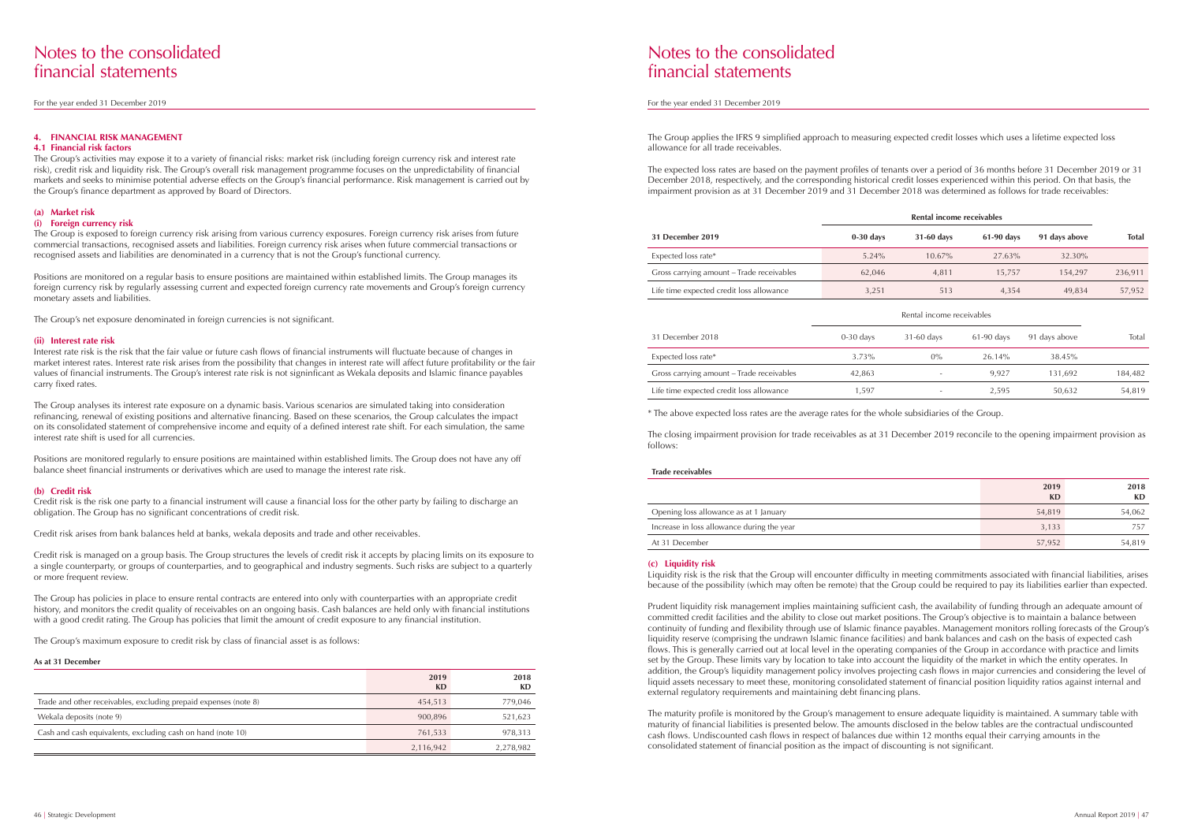# Notes to the consolidated financial statements

For the year ended 31 December 2019

## 4. FINANCIAL RISK MANAGEMENT

### 4.1 Financial risk factors

The Group's activities may expose it to a variety of financial risks: market risk (including foreign currency risk and interest rate risk), credit risk and liquidity risk. The Group's overall risk management programme focuses on the unpredictability of financial markets and seeks to minimise potential adverse effects on the Group's financial performance. Risk management is carried out by the Group's finance department as approved by Board of Directors.

#### (a) Market risk

##### (i) Foreign currency risk

The Group is exposed to foreign currency risk arising from various currency exposures. Foreign currency risk arises from future commercial transactions, recognised assets and liabilities. Foreign currency risk arises when future commercial transactions or recognised assets and liabilities are denominated in a currency that is not the Group's functional currency.

Positions are monitored on a regular basis to ensure positions are maintained within established limits. The Group manages its foreign currency risk by regularly assessing current and expected foreign currency rate movements and Group's foreign currency monetary assets and liabilities.

The Group's net exposure denominated in foreign currencies is not significant.

##### (ii) Interest rate risk

Interest rate risk is the risk that the fair value or future cash flows of financial instruments will fluctuate because of changes in market interest rates. Interest rate risk arises from the possibility that changes in interest rate will affect future profitability or the fair values of financial instruments. The Group's interest rate risk is not signinficant as Wekala deposits and Islamic finance payables carry fixed rates.

The Group analyses its interest rate exposure on a dynamic basis. Various scenarios are simulated taking into consideration refinancing, renewal of existing positions and alternative financing. Based on these scenarios, the Group calculates the impact on its consolidated statement of comprehensive income and equity of a defined interest rate shift. For each simulation, the same interest rate shift is used for all currencies.

Positions are monitored regularly to ensure positions are maintained within established limits. The Group does not have any off balance sheet financial instruments or derivatives which are used to manage the interest rate risk.

#### (b) Credit risk

Credit risk is the risk one party to a financial instrument will cause a financial loss for the other party by failing to discharge an obligation. The Group has no significant concentrations of credit risk.

Credit risk arises from bank balances held at banks, wekala deposits and trade and other receivables.

Credit risk is managed on a group basis. The Group structures the levels of credit risk it accepts by placing limits on its exposure to a single counterparty, or groups of counterparties, and to geographical and industry segments. Such risks are subject to a quarterly or more frequent review.

The Group has policies in place to ensure rental contracts are entered into only with counterparties with an appropriate credit history, and monitors the credit quality of receivables on an ongoing basis. Cash balances are held only with financial institutions with a good credit rating. The Group has policies that limit the amount of credit exposure to any financial institution.

The Group's maximum exposure to credit risk by class of financial asset is as follows:

**As at 31 December**

| | 2019 KD | 2018 KD |
|---|---|---|
| Trade and other receivables, excluding prepaid expenses (note 8) | 454,513 | 779,046 |
| Wekala deposits (note 9) | 900,896 | 521,623 |
| Cash and cash equivalents, excluding cash on hand (note 10) | 761,533 | 978,313 |
| | 2,116,942 | 2,278,982 |

The Group applies the IFRS 9 simplified approach to measuring expected credit losses which uses a lifetime expected loss allowance for all trade receivables.

The expected loss rates are based on the payment profiles of tenants over a period of 36 months before 31 December 2019 or 31 December 2018, respectively, and the corresponding historical credit losses experienced within this period. On that basis, the impairment provision as at 31 December 2019 and 31 December 2018 was determined as follows for trade receivables:

| | Rental income receivables | | | | |
|---|---|---|---|---|---|
| **31 December 2019** | **0-30 days** | **31-60 days** | **61-90 days** | **91 days above** | **Total** |
| Expected loss rate* | 5.24% | 10.67% | 27.63% | 32.30% | |
| Gross carrying amount – Trade receivables | 62,046 | 4,811 | 15,757 | 154,297 | 236,911 |
| Life time expected credit loss allowance | 3,251 | 513 | 4,354 | 49,834 | 57,952 |

| | Rental income receivables | | | | |
|---|---|---|---|---|---|
| 31 December 2018 | 0-30 days | 31-60 days | 61-90 days | 91 days above | Total |
| Expected loss rate* | 3.73% | 0% | 26.14% | 38.45% | |
| Gross carrying amount – Trade receivables | 42,863 | - | 9,927 | 131,692 | 184,482 |
| Life time expected credit loss allowance | 1,597 | - | 2,595 | 50,632 | 54,819 |

\* The above expected loss rates are the average rates for the whole subsidiaries of the Group.

The closing impairment provision for trade receivables as at 31 December 2019 reconcile to the opening impairment provision as follows:

**Trade receivables**

| | 2019 KD | 2018 KD |
|---|---|---|
| Opening loss allowance as at 1 January | 54,819 | 54,062 |
| Increase in loss allowance during the year | 3,133 | 757 |
| At 31 December | 57,952 | 54,819 |

#### (c) Liquidity risk

Liquidity risk is the risk that the Group will encounter difficulty in meeting commitments associated with financial liabilities, arises because of the possibility (which may often be remote) that the Group could be required to pay its liabilities earlier than expected.

Prudent liquidity risk management implies maintaining sufficient cash, the availability of funding through an adequate amount of committed credit facilities and the ability to close out market positions. The Group's objective is to maintain a balance between continuity of funding and flexibility through use of Islamic finance payables. Management monitors rolling forecasts of the Group's liquidity reserve (comprising the undrawn Islamic finance facilities) and bank balances and cash on the basis of expected cash flows. This is generally carried out at local level in the operating companies of the Group in accordance with practice and limits set by the Group. These limits vary by location to take into account the liquidity of the market in which the entity operates. In addition, the Group's liquidity management policy involves projecting cash flows in major currencies and considering the level of liquid assets necessary to meet these, monitoring consolidated statement of financial position liquidity ratios against internal and external regulatory requirements and maintaining debt financing plans.

The maturity profile is monitored by the Group's management to ensure adequate liquidity is maintained. A summary table with maturity of financial liabilities is presented below. The amounts disclosed in the below tables are the contractual undiscounted cash flows. Undiscounted cash flows in respect of balances due within 12 months equal their carrying amounts in the consolidated statement of financial position as the impact of discounting is not significant.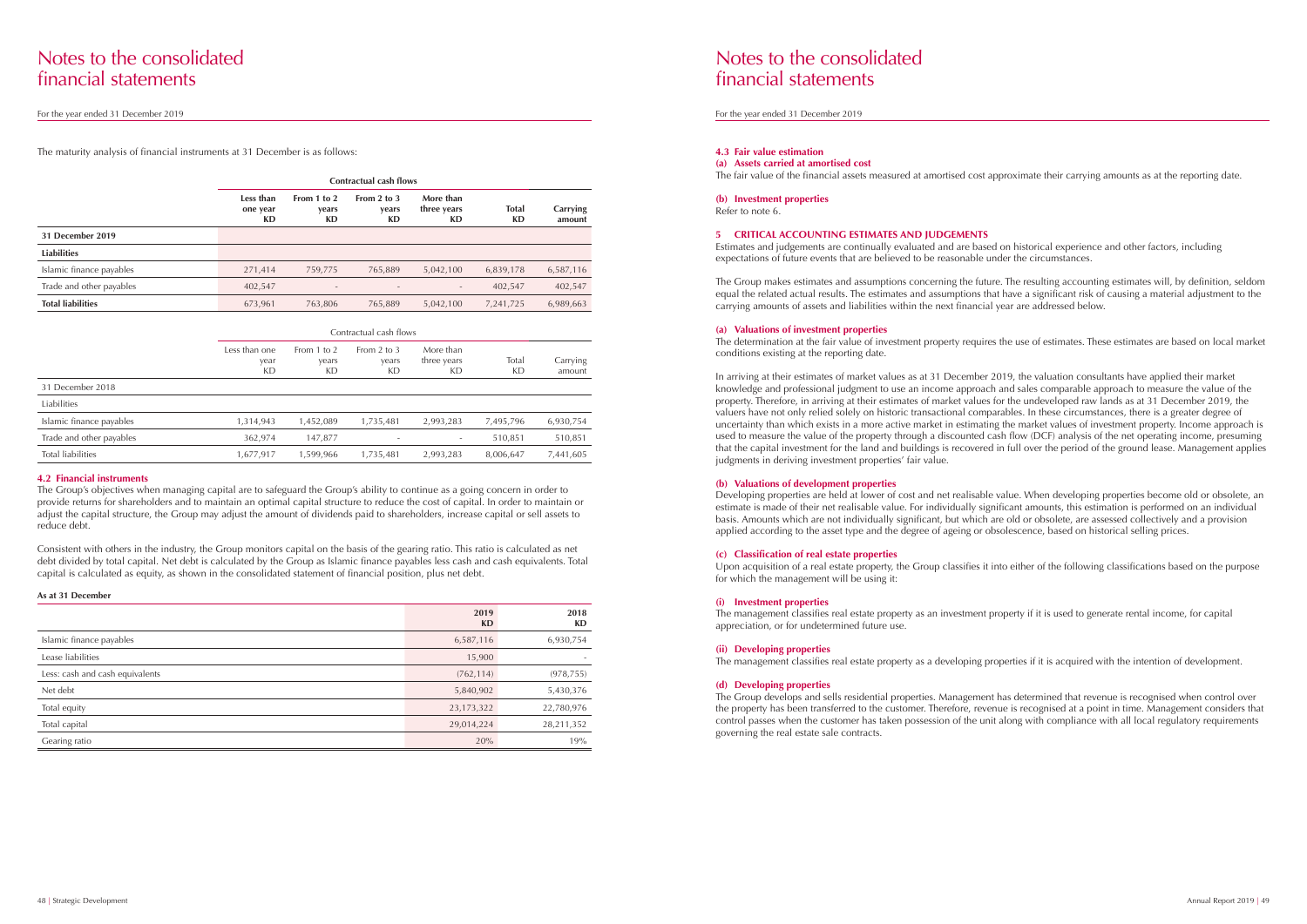# Notes to the consolidated financial statements

For the year ended 31 December 2019

The maturity analysis of financial instruments at 31 December is as follows:

| | Contractual cash flows | | | | | |
|---|---|---|---|---|---|---|
| | **Less than one year KD** | **From 1 to 2 years KD** | **From 2 to 3 years KD** | **More than three years KD** | **Total KD** | **Carrying amount** |
| **31 December 2019** | | | | | | |
| **Liabilities** | | | | | | |
| Islamic finance payables | 271,414 | 759,775 | 765,889 | 5,042,100 | 6,839,178 | 6,587,116 |
| Trade and other payables | 402,547 | - | - | - | 402,547 | 402,547 |
| **Total liabilities** | 673,961 | 763,806 | 765,889 | 5,042,100 | 7,241,725 | 6,989,663 |

| | Contractual cash flows | | | | | |
|---|---|---|---|---|---|---|
| | Less than one year KD | From 1 to 2 years KD | From 2 to 3 years KD | More than three years KD | Total KD | Carrying amount |
| 31 December 2018 | | | | | | |
| Liabilities | | | | | | |
| Islamic finance payables | 1,314,943 | 1,452,089 | 1,735,481 | 2,993,283 | 7,495,796 | 6,930,754 |
| Trade and other payables | 362,974 | 147,877 | - | - | 510,851 | 510,851 |
| Total liabilities | 1,677,917 | 1,599,966 | 1,735,481 | 2,993,283 | 8,006,647 | 7,441,605 |

### 4.2 Financial instruments

The Group's objectives when managing capital are to safeguard the Group's ability to continue as a going concern in order to provide returns for shareholders and to maintain an optimal capital structure to reduce the cost of capital. In order to maintain or adjust the capital structure, the Group may adjust the amount of dividends paid to shareholders, increase capital or sell assets to reduce debt.

Consistent with others in the industry, the Group monitors capital on the basis of the gearing ratio. This ratio is calculated as net debt divided by total capital. Net debt is calculated by the Group as Islamic finance payables less cash and cash equivalents. Total capital is calculated as equity, as shown in the consolidated statement of financial position, plus net debt.

**As at 31 December**

| | **2019 KD** | **2018 KD** |
|---|---|---|
| Islamic finance payables | 6,587,116 | 6,930,754 |
| Lease liabilities | 15,900 | - |
| Less: cash and cash equivalents | (762,114) | (978,755) |
| Net debt | 5,840,902 | 5,430,376 |
| Total equity | 23,173,322 | 22,780,976 |
| Total capital | 29,014,224 | 28,211,352 |
| Gearing ratio | 20% | 19% |

### 4.3 Fair value estimation

**(a) Assets carried at amortised cost**

The fair value of the financial assets measured at amortised cost approximate their carrying amounts as at the reporting date.

**(b) Investment properties**

Refer to note 6.

## 5 CRITICAL ACCOUNTING ESTIMATES AND JUDGEMENTS

Estimates and judgements are continually evaluated and are based on historical experience and other factors, including expectations of future events that are believed to be reasonable under the circumstances.

The Group makes estimates and assumptions concerning the future. The resulting accounting estimates will, by definition, seldom equal the related actual results. The estimates and assumptions that have a significant risk of causing a material adjustment to the carrying amounts of assets and liabilities within the next financial year are addressed below.

**(a) Valuations of investment properties**

The determination at the fair value of investment property requires the use of estimates. These estimates are based on local market conditions existing at the reporting date.

In arriving at their estimates of market values as at 31 December 2019, the valuation consultants have applied their market knowledge and professional judgment to use an income approach and sales comparable approach to measure the value of the property. Therefore, in arriving at their estimates of market values for the undeveloped raw lands as at 31 December 2019, the valuers have not only relied solely on historic transactional comparables. In these circumstances, there is a greater degree of uncertainty than which exists in a more active market in estimating the market values of investment property. Income approach is used to measure the value of the property through a discounted cash flow (DCF) analysis of the net operating income, presuming that the capital investment for the land and buildings is recovered in full over the period of the ground lease. Management applies judgments in deriving investment properties' fair value.

**(b) Valuations of development properties**

Developing properties are held at lower of cost and net realisable value. When developing properties become old or obsolete, an estimate is made of their net realisable value. For individually significant amounts, this estimation is performed on an individual basis. Amounts which are not individually significant, but which are old or obsolete, are assessed collectively and a provision applied according to the asset type and the degree of ageing or obsolescence, based on historical selling prices.

**(c) Classification of real estate properties**

Upon acquisition of a real estate property, the Group classifies it into either of the following classifications based on the purpose for which the management will be using it:

**(i) Investment properties**

The management classifies real estate property as an investment property if it is used to generate rental income, for capital appreciation, or for undetermined future use.

**(ii) Developing properties**

The management classifies real estate property as a developing properties if it is acquired with the intention of development.

**(d) Developing properties**

The Group develops and sells residential properties. Management has determined that revenue is recognised when control over the property has been transferred to the customer. Therefore, revenue is recognised at a point in time. Management considers that control passes when the customer has taken possession of the unit along with compliance with all local regulatory requirements governing the real estate sale contracts.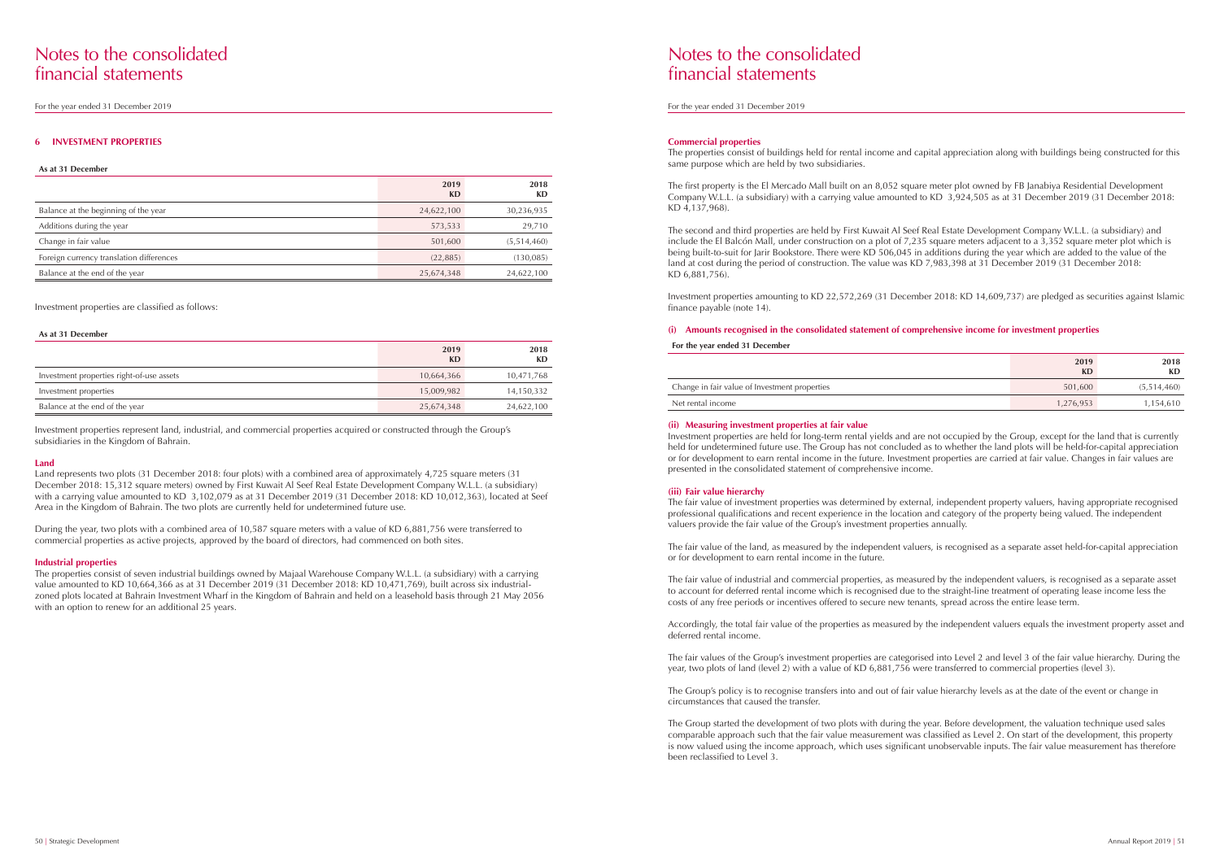# Notes to the consolidated financial statements

For the year ended 31 December 2019

### 6 INVESTMENT PROPERTIES

**As at 31 December**

| | 2019 KD | 2018 KD |
|---|---|---|
| Balance at the beginning of the year | 24,622,100 | 30,236,935 |
| Additions during the year | 573,533 | 29,710 |
| Change in fair value | 501,600 | (5,514,460) |
| Foreign currency translation differences | (22,885) | (130,085) |
| Balance at the end of the year | 25,674,348 | 24,622,100 |

Investment properties are classified as follows:

**As at 31 December**

| | 2019 KD | 2018 KD |
|---|---|---|
| Investment properties right-of-use assets | 10,664,366 | 10,471,768 |
| Investment properties | 15,009,982 | 14,150,332 |
| Balance at the end of the year | 25,674,348 | 24,622,100 |

Investment properties represent land, industrial, and commercial properties acquired or constructed through the Group's subsidiaries in the Kingdom of Bahrain.

#### Land

Land represents two plots (31 December 2018: four plots) with a combined area of approximately 4,725 square meters (31 December 2018: 15,312 square meters) owned by First Kuwait Al Seef Real Estate Development Company W.L.L. (a subsidiary) with a carrying value amounted to KD 3,102,079 as at 31 December 2019 (31 December 2018: KD 10,012,363), located at Seef Area in the Kingdom of Bahrain. The two plots are currently held for undetermined future use.

During the year, two plots with a combined area of 10,587 square meters with a value of KD 6,881,756 were transferred to commercial properties as active projects, approved by the board of directors, had commenced on both sites.

#### Industrial properties

The properties consist of seven industrial buildings owned by Majaal Warehouse Company W.L.L. (a subsidiary) with a carrying value amounted to KD 10,664,366 as at 31 December 2019 (31 December 2018: KD 10,471,769), built across six industrial-zoned plots located at Bahrain Investment Wharf in the Kingdom of Bahrain and held on a leasehold basis through 21 May 2056 with an option to renew for an additional 25 years.

#### Commercial properties

The properties consist of buildings held for rental income and capital appreciation along with buildings being constructed for this same purpose which are held by two subsidiaries.

The first property is the El Mercado Mall built on an 8,052 square meter plot owned by FB Janabiya Residential Development Company W.L.L. (a subsidiary) with a carrying value amounted to KD 3,924,505 as at 31 December 2019 (31 December 2018: KD 4,137,968).

The second and third properties are held by First Kuwait Al Seef Real Estate Development Company W.L.L. (a subsidiary) and include the El Balcón Mall, under construction on a plot of 7,235 square meters adjacent to a 3,352 square meter plot which is being built-to-suit for Jarir Bookstore. There were KD 506,045 in additions during the year which are added to the value of the land at cost during the period of construction. The value was KD 7,983,398 at 31 December 2019 (31 December 2018: KD 6,881,756).

Investment properties amounting to KD 22,572,269 (31 December 2018: KD 14,609,737) are pledged as securities against Islamic finance payable (note 14).

#### (i) Amounts recognised in the consolidated statement of comprehensive income for investment properties

**For the year ended 31 December**

| | 2019 KD | 2018 KD |
|---|---|---|
| Change in fair value of Investment properties | 501,600 | (5,514,460) |
| Net rental income | 1,276,953 | 1,154,610 |

#### (ii) Measuring investment properties at fair value

Investment properties are held for long-term rental yields and are not occupied by the Group, except for the land that is currently held for undetermined future use. The Group has not concluded as to whether the land plots will be held-for-capital appreciation or for development to earn rental income in the future. Investment properties are carried at fair value. Changes in fair values are presented in the consolidated statement of comprehensive income.

#### (iii) Fair value hierarchy

The fair value of investment properties was determined by external, independent property valuers, having appropriate recognised professional qualifications and recent experience in the location and category of the property being valued. The independent valuers provide the fair value of the Group's investment properties annually.

The fair value of the land, as measured by the independent valuers, is recognised as a separate asset held-for-capital appreciation or for development to earn rental income in the future.

The fair value of industrial and commercial properties, as measured by the independent valuers, is recognised as a separate asset to account for deferred rental income which is recognised due to the straight-line treatment of operating lease income less the costs of any free periods or incentives offered to secure new tenants, spread across the entire lease term.

Accordingly, the total fair value of the properties as measured by the independent valuers equals the investment property asset and deferred rental income.

The fair values of the Group's investment properties are categorised into Level 2 and level 3 of the fair value hierarchy. During the year, two plots of land (level 2) with a value of KD 6,881,756 were transferred to commercial properties (level 3).

The Group's policy is to recognise transfers into and out of fair value hierarchy levels as at the date of the event or change in circumstances that caused the transfer.

The Group started the development of two plots with during the year. Before development, the valuation technique used sales comparable approach such that the fair value measurement was classified as Level 2. On start of the development, this property is now valued using the income approach, which uses significant unobservable inputs. The fair value measurement has therefore been reclassified to Level 3.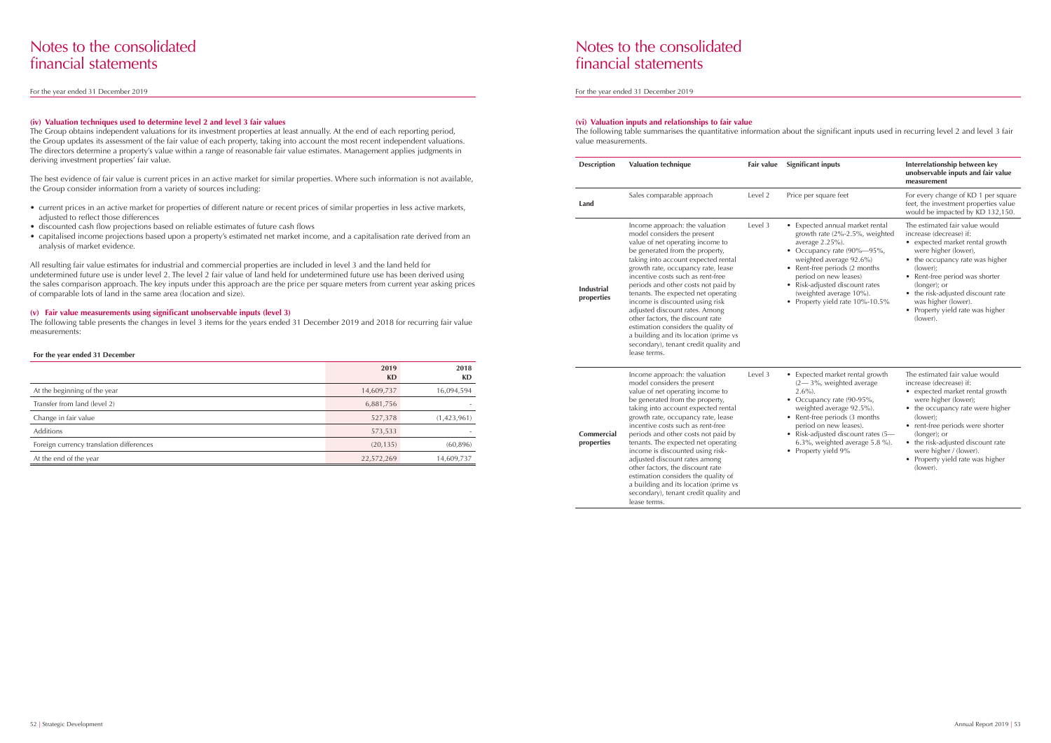# Notes to the consolidated financial statements

For the year ended 31 December 2019

### (iv) Valuation techniques used to determine level 2 and level 3 fair values

The Group obtains independent valuations for its investment properties at least annually. At the end of each reporting period, the Group updates its assessment of the fair value of each property, taking into account the most recent independent valuations. The directors determine a property's value within a range of reasonable fair value estimates. Management applies judgments in deriving investment properties' fair value.

The best evidence of fair value is current prices in an active market for similar properties. Where such information is not available, the Group consider information from a variety of sources including:

- current prices in an active market for properties of different nature or recent prices of similar properties in less active markets, adjusted to reflect those differences
- discounted cash flow projections based on reliable estimates of future cash flows
- capitalised income projections based upon a property's estimated net market income, and a capitalisation rate derived from an analysis of market evidence.

All resulting fair value estimates for industrial and commercial properties are included in level 3 and the land held for undetermined future use is under level 2. The level 2 fair value of land held for undetermined future use has been derived using the sales comparison approach. The key inputs under this approach are the price per square meters from current year asking prices of comparable lots of land in the same area (location and size).

### (v) Fair value measurements using significant unobservable inputs (level 3)

The following table presents the changes in level 3 items for the years ended 31 December 2019 and 2018 for recurring fair value measurements:

**For the year ended 31 December**

| | 2019 KD | 2018 KD |
|---|---|---|
| At the beginning of the year | 14,609,737 | 16,094,594 |
| Transfer from land (level 2) | 6,881,756 | - |
| Change in fair value | 527,378 | (1,423,961) |
| Additions | 573,533 | - |
| Foreign currency translation differences | (20,135) | (60,896) |
| At the end of the year | 22,572,269 | 14,609,737 |

### (vi) Valuation inputs and relationships to fair value

The following table summarises the quantitative information about the significant inputs used in recurring level 2 and level 3 fair value measurements.

| Description | Valuation technique | Fair value | Significant inputs | Interrelationship between key unobservable inputs and fair value measurement |
|---|---|---|---|---|
| **Land** | Sales comparable approach | Level 2 | Price per square feet | For every change of KD 1 per square feet, the investment properties value would be impacted by KD 132,150. |
| **Industrial properties** | Income approach: the valuation model considers the present value of net operating income to be generated from the property, taking into account expected rental growth rate, occupancy rate, lease incentive costs such as rent-free periods and other costs not paid by tenants. The expected net operating income is discounted using risk adjusted discount rates. Among other factors, the discount rate estimation considers the quality of a building and its location (prime vs secondary), tenant credit quality and lease terms. | Level 3 | • Expected annual market rental growth rate (2%-2.5%, weighted average 2.25%).<br>• Occupancy rate (90%—95%, weighted average 92.6%)<br>• Rent-free periods (2 months period on new leases)<br>• Risk-adjusted discount rates (weighted average 10%).<br>• Property yield rate 10%-10.5% | The estimated fair value would increase (decrease) if:<br>• expected market rental growth were higher (lower),<br>• the occupancy rate was higher (lower);<br>• Rent-free period was shorter (longer); or<br>• the risk-adjusted discount rate was higher (lower).<br>• Property yield rate was higher (lower). |
| **Commercial properties** | Income approach: the valuation model considers the present value of net operating income to be generated from the property, taking into account expected rental growth rate, occupancy rate, lease incentive costs such as rent-free periods and other costs not paid by tenants. The expected net operating income is discounted using risk-adjusted discount rates among other factors, the discount rate estimation considers the quality of a building and its location (prime vs secondary), tenant credit quality and lease terms. | Level 3 | • Expected market rental growth (2— 3%, weighted average 2.6%).<br>• Occupancy rate (90-95%, weighted average 92.5%).<br>• Rent-free periods (3 months period on new leases).<br>• Risk-adjusted discount rates (5— 6.3%, weighted average 5.8 %).<br>• Property yield 9% | The estimated fair value would increase (decrease) if:<br>• expected market rental growth were higher (lower);<br>• the occupancy rate were higher (lower);<br>• rent-free periods were shorter (longer); or<br>• the risk-adjusted discount rate were higher / (lower).<br>• Property yield rate was higher (lower). |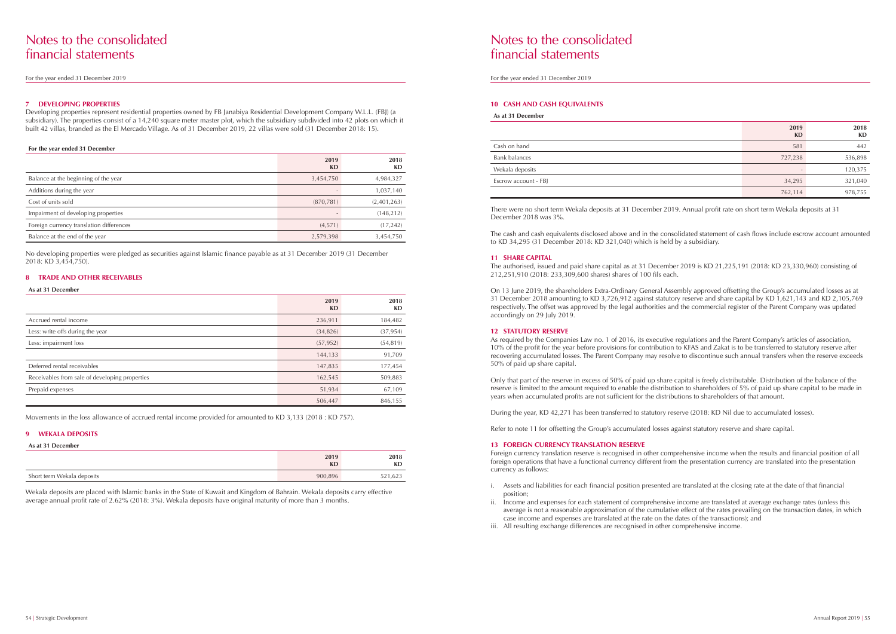# Notes to the consolidated financial statements

For the year ended 31 December 2019

### 7 DEVELOPING PROPERTIES

Developing properties represent residential properties owned by FB Janabiya Residential Development Company W.L.L. (FBJ) (a subsidiary). The properties consist of a 14,240 square meter master plot, which the subsidiary subdivided into 42 plots on which it built 42 villas, branded as the El Mercado Village. As of 31 December 2019, 22 villas were sold (31 December 2018: 15).

**For the year ended 31 December**

| | 2019 KD | 2018 KD |
|---|---|---|
| Balance at the beginning of the year | 3,454,750 | 4,984,327 |
| Additions during the year | - | 1,037,140 |
| Cost of units sold | (870,781) | (2,401,263) |
| Impairment of developing properties | - | (148,212) |
| Foreign currency translation differences | (4,571) | (17,242) |
| Balance at the end of the year | 2,579,398 | 3,454,750 |

No developing properties were pledged as securities against Islamic finance payable as at 31 December 2019 (31 December 2018: KD 3,454,750).

### 8 TRADE AND OTHER RECEIVABLES

**As at 31 December**

| | 2019 KD | 2018 KD |
|---|---|---|
| Accrued rental income | 236,911 | 184,482 |
| Less: write offs during the year | (34,826) | (37,954) |
| Less: impairment loss | (57,952) | (54,819) |
| | 144,133 | 91,709 |
| Deferred rental receivables | 147,835 | 177,454 |
| Receivables from sale of developing properties | 162,545 | 509,883 |
| Prepaid expenses | 51,934 | 67,109 |
| | 506,447 | 846,155 |

Movements in the loss allowance of accrued rental income provided for amounted to KD 3,133 (2018 : KD 757).

### 9 WEKALA DEPOSITS

**As at 31 December**

| | 2019 KD | 2018 KD |
|---|---|---|
| Short term Wekala deposits | 900,896 | 521,623 |

Wekala deposits are placed with Islamic banks in the State of Kuwait and Kingdom of Bahrain. Wekala deposits carry effective average annual profit rate of 2.62% (2018: 3%). Wekala deposits have original maturity of more than 3 months.

### 10 CASH AND CASH EQUIVALENTS

**As at 31 December**

| | 2019 KD | 2018 KD |
|---|---|---|
| Cash on hand | 581 | 442 |
| Bank balances | 727,238 | 536,898 |
| Wekala deposits | - | 120,375 |
| Escrow account - FBJ | 34,295 | 321,040 |
| | 762,114 | 978,755 |

There were no short term Wekala deposits at 31 December 2019. Annual profit rate on short term Wekala deposits at 31 December 2018 was 3%.

The cash and cash equivalents disclosed above and in the consolidated statement of cash flows include escrow account amounted to KD 34,295 (31 December 2018: KD 321,040) which is held by a subsidiary.

### 11 SHARE CAPITAL

The authorised, issued and paid share capital as at 31 December 2019 is KD 21,225,191 (2018: KD 23,330,960) consisting of 212,251,910 (2018: 233,309,600 shares) shares of 100 fils each.

On 13 June 2019, the shareholders Extra-Ordinary General Assembly approved offsetting the Group's accumulated losses as at 31 December 2018 amounting to KD 3,726,912 against statutory reserve and share capital by KD 1,621,143 and KD 2,105,769 respectively. The offset was approved by the legal authorities and the commercial register of the Parent Company was updated accordingly on 29 July 2019.

### 12 STATUTORY RESERVE

As required by the Companies Law no. 1 of 2016, its executive regulations and the Parent Company's articles of association, 10% of the profit for the year before provisions for contribution to KFAS and Zakat is to be transferred to statutory reserve after recovering accumulated losses. The Parent Company may resolve to discontinue such annual transfers when the reserve exceeds 50% of paid up share capital.

Only that part of the reserve in excess of 50% of paid up share capital is freely distributable. Distribution of the balance of the reserve is limited to the amount required to enable the distribution to shareholders of 5% of paid up share capital to be made in years when accumulated profits are not sufficient for the distributions to shareholders of that amount.

During the year, KD 42,271 has been transferred to statutory reserve (2018: KD Nil due to accumulated losses).

Refer to note 11 for offsetting the Group's accumulated losses against statutory reserve and share capital.

### 13 FOREIGN CURRENCY TRANSLATION RESERVE

Foreign currency translation reserve is recognised in other comprehensive income when the results and financial position of all foreign operations that have a functional currency different from the presentation currency are translated into the presentation currency as follows:

i. Assets and liabilities for each financial position presented are translated at the closing rate at the date of that financial position;
ii. Income and expenses for each statement of comprehensive income are translated at average exchange rates (unless this average is not a reasonable approximation of the cumulative effect of the rates prevailing on the transaction dates, in which case income and expenses are translated at the rate on the dates of the transactions); and
iii. All resulting exchange differences are recognised in other comprehensive income.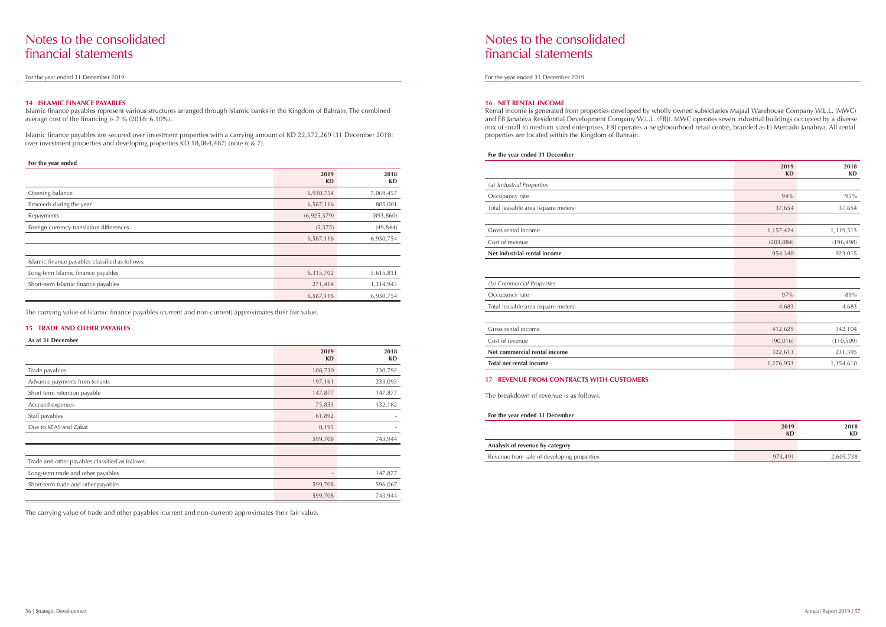# Notes to the consolidated financial statements

For the year ended 31 December 2019

### 14 ISLAMIC FINANCE PAYABLES

Islamic finance payables represent various structures arranged through Islamic banks in the Kingdom of Bahrain. The combined average cost of the financing is 7 % (2018: 6.10%).

Islamic finance payables are secured over investment properties with a carrying amount of KD 22,572,269 (31 December 2018: over investment properties and developing properties KD 18,064,487) (note 6 & 7).

**For the year ended**

| | 2019 KD | 2018 KD |
|---|---|---|
| Opening balance | 6,930,754 | 7,069,457 |
| Proceeds during the year | 6,587,116 | 805,001 |
| Repayments | (6,925,379) | (893,860) |
| Foreign currency translation differences | (5,375) | (49,844) |
| | 6,587,116 | 6,930,754 |
| | | |
| Islamic finance payables classified as follows: | | |
| Long-term Islamic finance payables | 6,315,702 | 5,615,811 |
| Short-term Islamic finance payables | 271,414 | 1,314,943 |
| | 6,587,116 | 6,930,754 |

The carrying value of Islamic finance payables (current and non-current) approximates their fair value.

### 15 TRADE AND OTHER PAYABLES

**As at 31 December**

| | 2019 KD | 2018 KD |
|---|---|---|
| Trade payables | 108,730 | 230,792 |
| Advance payments from tenants | 197,161 | 233,093 |
| Short term retention payable | 147,877 | 147,877 |
| Accrued expenses | 75,853 | 132,182 |
| Staff payables | 61,892 | - |
| Due to KFAS and Zakat | 8,195 | - |
| | 599,708 | 743,944 |
| | | |
| Trade and other payables classified as follows: | | |
| Long-term trade and other payables | - | 147,877 |
| Short-term trade and other payables | 599,708 | 596,067 |
| | 599,708 | 743,944 |

The carrying value of trade and other payables (current and non-current) approximates their fair value.

### 16 NET RENTAL INCOME

Rental income is generated from properties developed by wholly owned subsidiaries Majaal Warehouse Company W.L.L. (MWC) and FB Janabiya Residential Development Company W.L.L. (FBJ). MWC operates seven industrial buildings occupied by a diverse mix of small to medium sized enterprises. FBJ operates a neighbourhood retail centre, branded as El Mercado Janabiya. All rental properties are located within the Kingdom of Bahrain.

**For the year ended 31 December**

| | 2019 KD | 2018 KD |
|---|---|---|
| *(a) Industrial Properties* | | |
| Occupancy rate | 94% | 95% |
| Total leasable area (square meters) | 37,654 | 37,654 |
| | | |
| Gross rental income | 1,157,424 | 1,119,513 |
| Cost of revenue | (203,084) | (196,498) |
| **Net industrial rental income** | 954,340 | 923,015 |
| | | |
| *(b) Commercial Properties* | | |
| Occupancy rate | 97% | 89% |
| Total leasable area (square meters) | 4,683 | 4,683 |
| | | |
| Gross rental income | 412,629 | 342,104 |
| Cost of revenue | (90,016) | (110,509) |
| **Net commercial rental income** | 322,613 | 231,595 |
| **Total net rental income** | 1,276,953 | 1,154,610 |

### 17 REVENUE FROM CONTRACTS WITH CUSTOMERS

The breakdown of revenue is as follows:

**For the year ended 31 December**

| | 2019 KD | 2018 KD |
|---|---|---|
| **Analysis of revenue by category** | | |
| Revenue from sale of developing properties | 973,491 | 2,605,738 |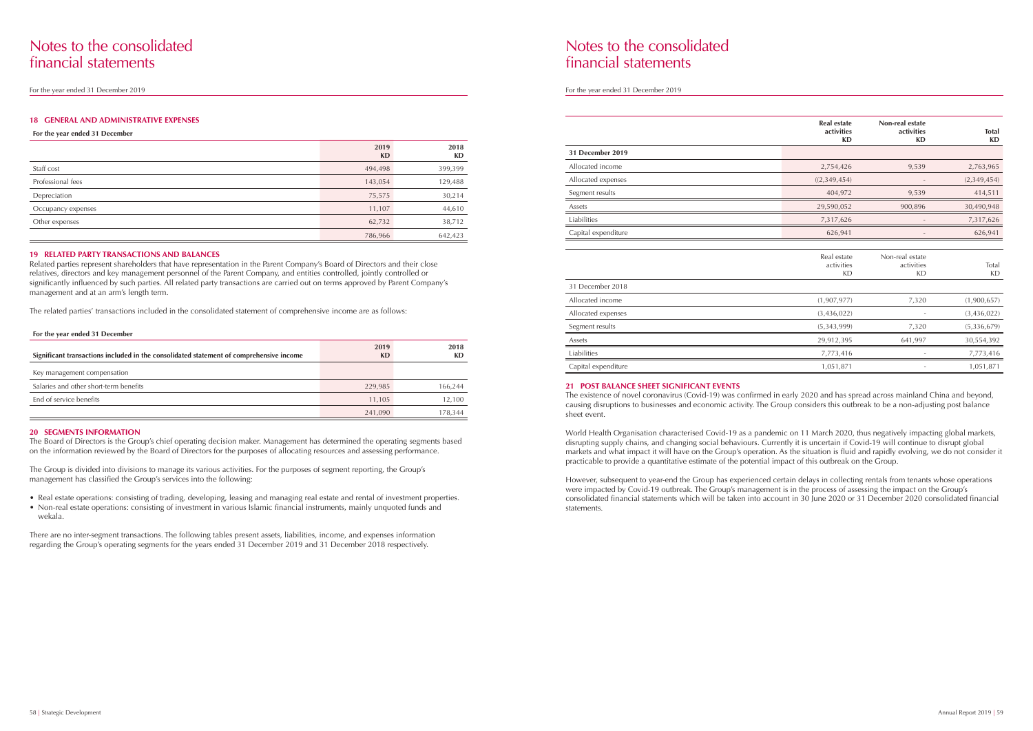# Notes to the consolidated financial statements

For the year ended 31 December 2019

## 18 GENERAL AND ADMINISTRATIVE EXPENSES

**For the year ended 31 December**

| | 2019 KD | 2018 KD |
|---|---|---|
| Staff cost | 494,498 | 399,399 |
| Professional fees | 143,054 | 129,488 |
| Depreciation | 75,575 | 30,214 |
| Occupancy expenses | 11,107 | 44,610 |
| Other expenses | 62,732 | 38,712 |
| | 786,966 | 642,423 |

## 19 RELATED PARTY TRANSACTIONS AND BALANCES

Related parties represent shareholders that have representation in the Parent Company's Board of Directors and their close relatives, directors and key management personnel of the Parent Company, and entities controlled, jointly controlled or significantly influenced by such parties. All related party transactions are carried out on terms approved by Parent Company's management and at an arm's length term.

The related parties' transactions included in the consolidated statement of comprehensive income are as follows:

**For the year ended 31 December**

| Significant transactions included in the consolidated statement of comprehensive income | 2019 KD | 2018 KD |
|---|---|---|
| Key management compensation | | |
| Salaries and other short-term benefits | 229,985 | 166,244 |
| End of service benefits | 11,105 | 12,100 |
| | 241,090 | 178,344 |

## 20 SEGMENTS INFORMATION

The Board of Directors is the Group's chief operating decision maker. Management has determined the operating segments based on the information reviewed by the Board of Directors for the purposes of allocating resources and assessing performance.

The Group is divided into divisions to manage its various activities. For the purposes of segment reporting, the Group's management has classified the Group's services into the following:

- Real estate operations: consisting of trading, developing, leasing and managing real estate and rental of investment properties.
- Non-real estate operations: consisting of investment in various Islamic financial instruments, mainly unquoted funds and wekala.

There are no inter-segment transactions. The following tables present assets, liabilities, income, and expenses information regarding the Group's operating segments for the years ended 31 December 2019 and 31 December 2018 respectively.

| | Real estate activities KD | Non-real estate activities KD | Total KD |
|---|---|---|---|
| **31 December 2019** | | | |
| Allocated income | 2,754,426 | 9,539 | 2,763,965 |
| Allocated expenses | ((2,349,454) | - | (2,349,454) |
| Segment results | 404,972 | 9,539 | 414,511 |
| Assets | 29,590,052 | 900,896 | 30,490,948 |
| Liabilities | 7,317,626 | - | 7,317,626 |
| Capital expenditure | 626,941 | - | 626,941 |

| | Real estate activities KD | Non-real estate activities KD | Total KD |
|---|---|---|---|
| 31 December 2018 | | | |
| Allocated income | (1,907,977) | 7,320 | (1,900,657) |
| Allocated expenses | (3,436,022) | - | (3,436,022) |
| Segment results | (5,343,999) | 7,320 | (5,336,679) |
| Assets | 29,912,395 | 641,997 | 30,554,392 |
| Liabilities | 7,773,416 | - | 7,773,416 |
| Capital expenditure | 1,051,871 | - | 1,051,871 |

## 21 POST BALANCE SHEET SIGNIFICANT EVENTS

The existence of novel coronavirus (Covid-19) was confirmed in early 2020 and has spread across mainland China and beyond, causing disruptions to businesses and economic activity. The Group considers this outbreak to be a non-adjusting post balance sheet event.

World Health Organisation characterised Covid-19 as a pandemic on 11 March 2020, thus negatively impacting global markets, disrupting supply chains, and changing social behaviours. Currently it is uncertain if Covid-19 will continue to disrupt global markets and what impact it will have on the Group's operation. As the situation is fluid and rapidly evolving, we do not consider it practicable to provide a quantitative estimate of the potential impact of this outbreak on the Group.

However, subsequent to year-end the Group has experienced certain delays in collecting rentals from tenants whose operations were impacted by Covid-19 outbreak. The Group's management is in the process of assessing the impact on the Group's consolidated financial statements which will be taken into account in 30 June 2020 or 31 December 2020 consolidated financial statements.